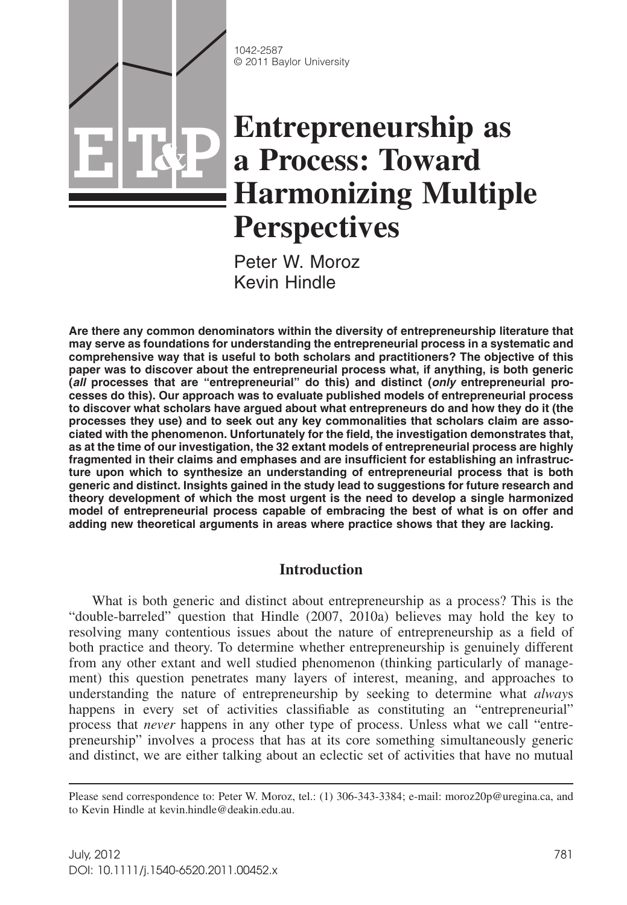# Entrepreneurship as a Process: Toward Harmonizing Multiple Perspectives

Peter W. Moroz
Kevin Hindle

**Are there any common denominators within the diversity of entrepreneurship literature that may serve as foundations for understanding the entrepreneurial process in a systematic and comprehensive way that is useful to both scholars and practitioners? The objective of this paper was to discover about the entrepreneurial process what, if anything, is both generic (*all* processes that are "entrepreneurial" do this) and distinct (*only* entrepreneurial processes do this). Our approach was to evaluate published models of entrepreneurial process to discover what scholars have argued about what entrepreneurs do and how they do it (the processes they use) and to seek out any key commonalities that scholars claim are associated with the phenomenon. Unfortunately for the field, the investigation demonstrates that, as at the time of our investigation, the 32 extant models of entrepreneurial process are highly fragmented in their claims and emphases and are insufficient for establishing an infrastructure upon which to synthesize an understanding of entrepreneurial process that is both generic and distinct. Insights gained in the study lead to suggestions for future research and theory development of which the most urgent is the need to develop a single harmonized model of entrepreneurial process capable of embracing the best of what is on offer and adding new theoretical arguments in areas where practice shows that they are lacking.**

## Introduction

What is both generic and distinct about entrepreneurship as a process? This is the "double-barreled" question that Hindle (2007, 2010a) believes may hold the key to resolving many contentious issues about the nature of entrepreneurship as a field of both practice and theory. To determine whether entrepreneurship is genuinely different from any other extant and well studied phenomenon (thinking particularly of management) this question penetrates many layers of interest, meaning, and approaches to understanding the nature of entrepreneurship by seeking to determine what *always* happens in every set of activities classifiable as constituting an "entrepreneurial" process that *never* happens in any other type of process. Unless what we call "entrepreneurship" involves a process that has at its core something simultaneously generic and distinct, we are either talking about an eclectic set of activities that have no mutual

Please send correspondence to: Peter W. Moroz, tel.: (1) 306-343-3384; e-mail: moroz20p@uregina.ca, and to Kevin Hindle at kevin.hindle@deakin.edu.au.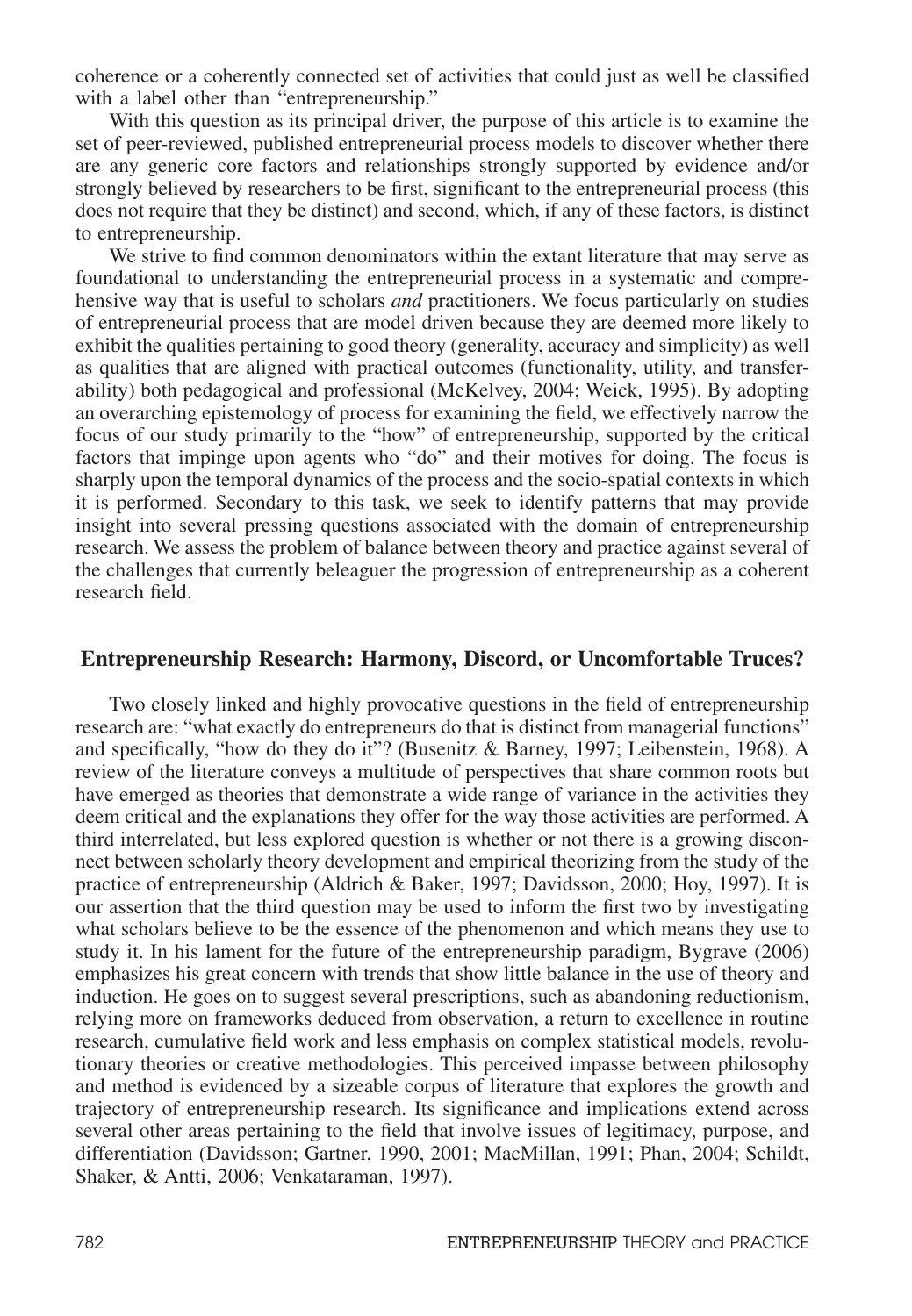coherence or a coherently connected set of activities that could just as well be classified with a label other than "entrepreneurship."

With this question as its principal driver, the purpose of this article is to examine the set of peer-reviewed, published entrepreneurial process models to discover whether there are any generic core factors and relationships strongly supported by evidence and/or strongly believed by researchers to be first, significant to the entrepreneurial process (this does not require that they be distinct) and second, which, if any of these factors, is distinct to entrepreneurship.

We strive to find common denominators within the extant literature that may serve as foundational to understanding the entrepreneurial process in a systematic and comprehensive way that is useful to scholars *and* practitioners. We focus particularly on studies of entrepreneurial process that are model driven because they are deemed more likely to exhibit the qualities pertaining to good theory (generality, accuracy and simplicity) as well as qualities that are aligned with practical outcomes (functionality, utility, and transferability) both pedagogical and professional (McKelvey, 2004; Weick, 1995). By adopting an overarching epistemology of process for examining the field, we effectively narrow the focus of our study primarily to the "how" of entrepreneurship, supported by the critical factors that impinge upon agents who "do" and their motives for doing. The focus is sharply upon the temporal dynamics of the process and the socio-spatial contexts in which it is performed. Secondary to this task, we seek to identify patterns that may provide insight into several pressing questions associated with the domain of entrepreneurship research. We assess the problem of balance between theory and practice against several of the challenges that currently beleaguer the progression of entrepreneurship as a coherent research field.

## Entrepreneurship Research: Harmony, Discord, or Uncomfortable Truces?

Two closely linked and highly provocative questions in the field of entrepreneurship research are: "what exactly do entrepreneurs do that is distinct from managerial functions" and specifically, "how do they do it"? (Busenitz & Barney, 1997; Leibenstein, 1968). A review of the literature conveys a multitude of perspectives that share common roots but have emerged as theories that demonstrate a wide range of variance in the activities they deem critical and the explanations they offer for the way those activities are performed. A third interrelated, but less explored question is whether or not there is a growing disconnect between scholarly theory development and empirical theorizing from the study of the practice of entrepreneurship (Aldrich & Baker, 1997; Davidsson, 2000; Hoy, 1997). It is our assertion that the third question may be used to inform the first two by investigating what scholars believe to be the essence of the phenomenon and which means they use to study it. In his lament for the future of the entrepreneurship paradigm, Bygrave (2006) emphasizes his great concern with trends that show little balance in the use of theory and induction. He goes on to suggest several prescriptions, such as abandoning reductionism, relying more on frameworks deduced from observation, a return to excellence in routine research, cumulative field work and less emphasis on complex statistical models, revolutionary theories or creative methodologies. This perceived impasse between philosophy and method is evidenced by a sizeable corpus of literature that explores the growth and trajectory of entrepreneurship research. Its significance and implications extend across several other areas pertaining to the field that involve issues of legitimacy, purpose, and differentiation (Davidsson; Gartner, 1990, 2001; MacMillan, 1991; Phan, 2004; Schildt, Shaker, & Antti, 2006; Venkataraman, 1997).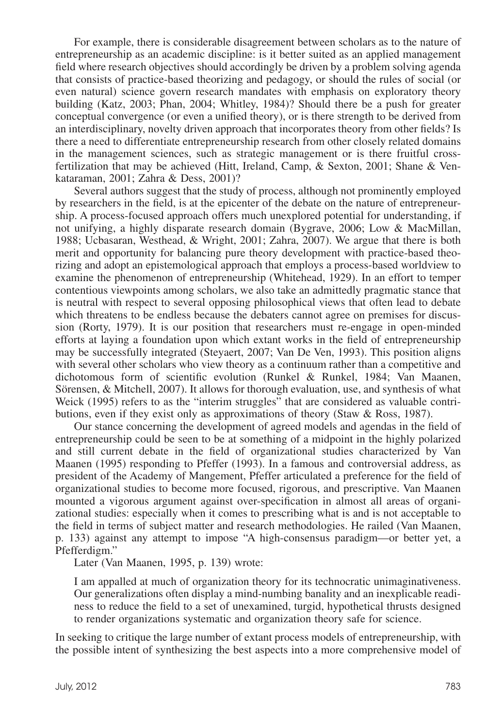For example, there is considerable disagreement between scholars as to the nature of entrepreneurship as an academic discipline: is it better suited as an applied management field where research objectives should accordingly be driven by a problem solving agenda that consists of practice-based theorizing and pedagogy, or should the rules of social (or even natural) science govern research mandates with emphasis on exploratory theory building (Katz, 2003; Phan, 2004; Whitley, 1984)? Should there be a push for greater conceptual convergence (or even a unified theory), or is there strength to be derived from an interdisciplinary, novelty driven approach that incorporates theory from other fields? Is there a need to differentiate entrepreneurship research from other closely related domains in the management sciences, such as strategic management or is there fruitful cross-fertilization that may be achieved (Hitt, Ireland, Camp, & Sexton, 2001; Shane & Venkataraman, 2001; Zahra & Dess, 2001)?

Several authors suggest that the study of process, although not prominently employed by researchers in the field, is at the epicenter of the debate on the nature of entrepreneurship. A process-focused approach offers much unexplored potential for understanding, if not unifying, a highly disparate research domain (Bygrave, 2006; Low & MacMillan, 1988; Ucbasaran, Westhead, & Wright, 2001; Zahra, 2007). We argue that there is both merit and opportunity for balancing pure theory development with practice-based theorizing and adopt an epistemological approach that employs a process-based worldview to examine the phenomenon of entrepreneurship (Whitehead, 1929). In an effort to temper contentious viewpoints among scholars, we also take an admittedly pragmatic stance that is neutral with respect to several opposing philosophical views that often lead to debate which threatens to be endless because the debaters cannot agree on premises for discussion (Rorty, 1979). It is our position that researchers must re-engage in open-minded efforts at laying a foundation upon which extant works in the field of entrepreneurship may be successfully integrated (Steyaert, 2007; Van De Ven, 1993). This position aligns with several other scholars who view theory as a continuum rather than a competitive and dichotomous form of scientific evolution (Runkel & Runkel, 1984; Van Maanen, Sörensen, & Mitchell, 2007). It allows for thorough evaluation, use, and synthesis of what Weick (1995) refers to as the "interim struggles" that are considered as valuable contributions, even if they exist only as approximations of theory (Staw & Ross, 1987).

Our stance concerning the development of agreed models and agendas in the field of entrepreneurship could be seen to be at something of a midpoint in the highly polarized and still current debate in the field of organizational studies characterized by Van Maanen (1995) responding to Pfeffer (1993). In a famous and controversial address, as president of the Academy of Mangement, Pfeffer articulated a preference for the field of organizational studies to become more focused, rigorous, and prescriptive. Van Maanen mounted a vigorous argument against over-specification in almost all areas of organizational studies: especially when it comes to prescribing what is and is not acceptable to the field in terms of subject matter and research methodologies. He railed (Van Maanen, p. 133) against any attempt to impose "A high-consensus paradigm—or better yet, a Pfefferdigm."

Later (Van Maanen, 1995, p. 139) wrote:

> I am appalled at much of organization theory for its technocratic unimaginativeness. Our generalizations often display a mind-numbing banality and an inexplicable readiness to reduce the field to a set of unexamined, turgid, hypothetical thrusts designed to render organizations systematic and organization theory safe for science.

In seeking to critique the large number of extant process models of entrepreneurship, with the possible intent of synthesizing the best aspects into a more comprehensive model of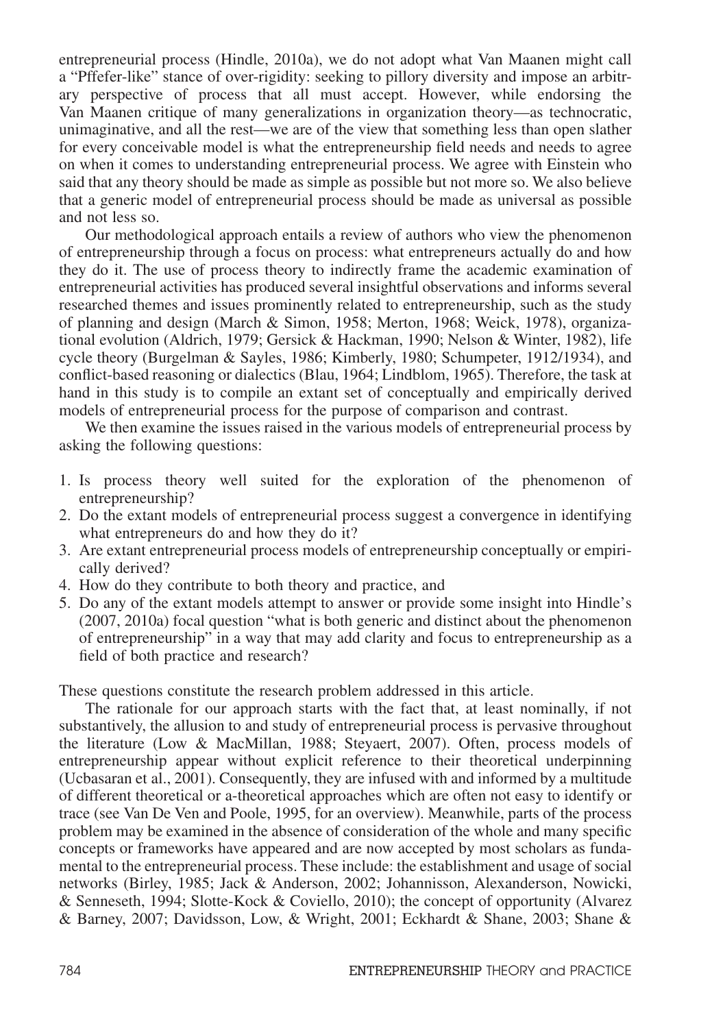entrepreneurial process (Hindle, 2010a), we do not adopt what Van Maanen might call a "Pffefer-like" stance of over-rigidity: seeking to pillory diversity and impose an arbitrary perspective of process that all must accept. However, while endorsing the Van Maanen critique of many generalizations in organization theory—as technocratic, unimaginative, and all the rest—we are of the view that something less than open slather for every conceivable model is what the entrepreneurship field needs and needs to agree on when it comes to understanding entrepreneurial process. We agree with Einstein who said that any theory should be made as simple as possible but not more so. We also believe that a generic model of entrepreneurial process should be made as universal as possible and not less so.

Our methodological approach entails a review of authors who view the phenomenon of entrepreneurship through a focus on process: what entrepreneurs actually do and how they do it. The use of process theory to indirectly frame the academic examination of entrepreneurial activities has produced several insightful observations and informs several researched themes and issues prominently related to entrepreneurship, such as the study of planning and design (March & Simon, 1958; Merton, 1968; Weick, 1978), organizational evolution (Aldrich, 1979; Gersick & Hackman, 1990; Nelson & Winter, 1982), life cycle theory (Burgelman & Sayles, 1986; Kimberly, 1980; Schumpeter, 1912/1934), and conflict-based reasoning or dialectics (Blau, 1964; Lindblom, 1965). Therefore, the task at hand in this study is to compile an extant set of conceptually and empirically derived models of entrepreneurial process for the purpose of comparison and contrast.

We then examine the issues raised in the various models of entrepreneurial process by asking the following questions:

1. Is process theory well suited for the exploration of the phenomenon of entrepreneurship?
2. Do the extant models of entrepreneurial process suggest a convergence in identifying what entrepreneurs do and how they do it?
3. Are extant entrepreneurial process models of entrepreneurship conceptually or empirically derived?
4. How do they contribute to both theory and practice, and
5. Do any of the extant models attempt to answer or provide some insight into Hindle's (2007, 2010a) focal question "what is both generic and distinct about the phenomenon of entrepreneurship" in a way that may add clarity and focus to entrepreneurship as a field of both practice and research?

These questions constitute the research problem addressed in this article.

The rationale for our approach starts with the fact that, at least nominally, if not substantively, the allusion to and study of entrepreneurial process is pervasive throughout the literature (Low & MacMillan, 1988; Steyaert, 2007). Often, process models of entrepreneurship appear without explicit reference to their theoretical underpinning (Ucbasaran et al., 2001). Consequently, they are infused with and informed by a multitude of different theoretical or a-theoretical approaches which are often not easy to identify or trace (see Van De Ven and Poole, 1995, for an overview). Meanwhile, parts of the process problem may be examined in the absence of consideration of the whole and many specific concepts or frameworks have appeared and are now accepted by most scholars as fundamental to the entrepreneurial process. These include: the establishment and usage of social networks (Birley, 1985; Jack & Anderson, 2002; Johannisson, Alexanderson, Nowicki, & Senneseth, 1994; Slotte-Kock & Coviello, 2010); the concept of opportunity (Alvarez & Barney, 2007; Davidsson, Low, & Wright, 2001; Eckhardt & Shane, 2003; Shane &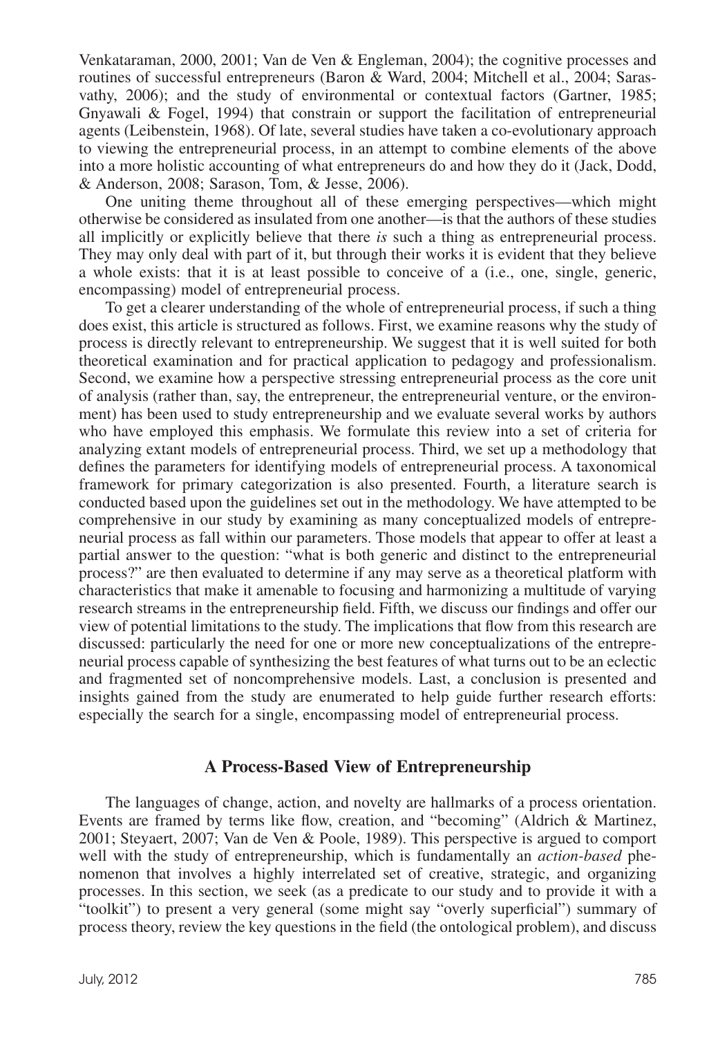Venkataraman, 2000, 2001; Van de Ven & Engleman, 2004); the cognitive processes and routines of successful entrepreneurs (Baron & Ward, 2004; Mitchell et al., 2004; Sarasvathy, 2006); and the study of environmental or contextual factors (Gartner, 1985; Gnyawali & Fogel, 1994) that constrain or support the facilitation of entrepreneurial agents (Leibenstein, 1968). Of late, several studies have taken a co-evolutionary approach to viewing the entrepreneurial process, in an attempt to combine elements of the above into a more holistic accounting of what entrepreneurs do and how they do it (Jack, Dodd, & Anderson, 2008; Sarason, Tom, & Jesse, 2006).

One uniting theme throughout all of these emerging perspectives—which might otherwise be considered as insulated from one another—is that the authors of these studies all implicitly or explicitly believe that there *is* such a thing as entrepreneurial process. They may only deal with part of it, but through their works it is evident that they believe a whole exists: that it is at least possible to conceive of a (i.e., one, single, generic, encompassing) model of entrepreneurial process.

To get a clearer understanding of the whole of entrepreneurial process, if such a thing does exist, this article is structured as follows. First, we examine reasons why the study of process is directly relevant to entrepreneurship. We suggest that it is well suited for both theoretical examination and for practical application to pedagogy and professionalism. Second, we examine how a perspective stressing entrepreneurial process as the core unit of analysis (rather than, say, the entrepreneur, the entrepreneurial venture, or the environment) has been used to study entrepreneurship and we evaluate several works by authors who have employed this emphasis. We formulate this review into a set of criteria for analyzing extant models of entrepreneurial process. Third, we set up a methodology that defines the parameters for identifying models of entrepreneurial process. A taxonomical framework for primary categorization is also presented. Fourth, a literature search is conducted based upon the guidelines set out in the methodology. We have attempted to be comprehensive in our study by examining as many conceptualized models of entrepreneurial process as fall within our parameters. Those models that appear to offer at least a partial answer to the question: "what is both generic and distinct to the entrepreneurial process?" are then evaluated to determine if any may serve as a theoretical platform with characteristics that make it amenable to focusing and harmonizing a multitude of varying research streams in the entrepreneurship field. Fifth, we discuss our findings and offer our view of potential limitations to the study. The implications that flow from this research are discussed: particularly the need for one or more new conceptualizations of the entrepreneurial process capable of synthesizing the best features of what turns out to be an eclectic and fragmented set of noncomprehensive models. Last, a conclusion is presented and insights gained from the study are enumerated to help guide further research efforts: especially the search for a single, encompassing model of entrepreneurial process.

## A Process-Based View of Entrepreneurship

The languages of change, action, and novelty are hallmarks of a process orientation. Events are framed by terms like flow, creation, and "becoming" (Aldrich & Martinez, 2001; Steyaert, 2007; Van de Ven & Poole, 1989). This perspective is argued to comport well with the study of entrepreneurship, which is fundamentally an *action-based* phenomenon that involves a highly interrelated set of creative, strategic, and organizing processes. In this section, we seek (as a predicate to our study and to provide it with a "toolkit") to present a very general (some might say "overly superficial") summary of process theory, review the key questions in the field (the ontological problem), and discuss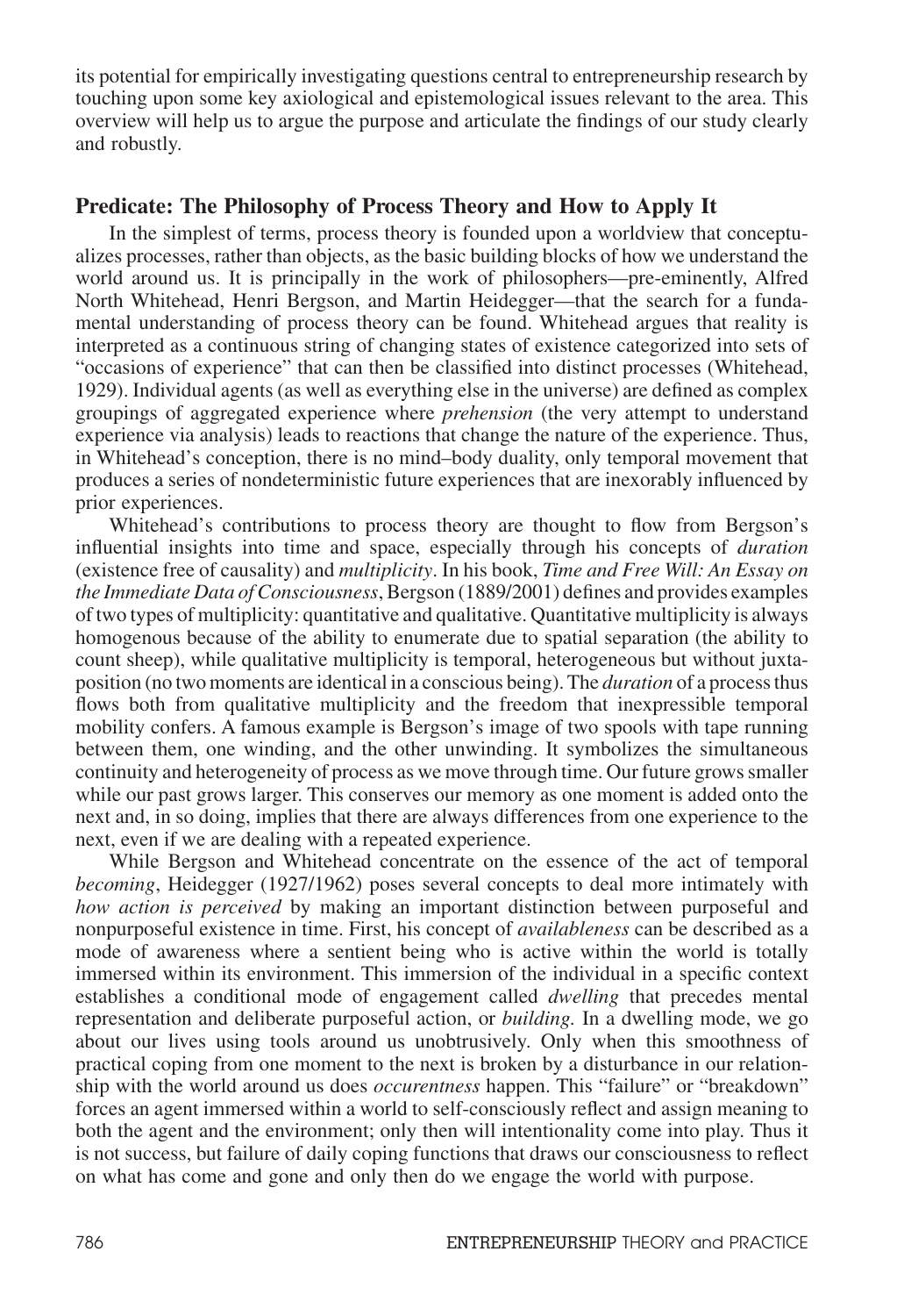its potential for empirically investigating questions central to entrepreneurship research by touching upon some key axiological and epistemological issues relevant to the area. This overview will help us to argue the purpose and articulate the findings of our study clearly and robustly.

## Predicate: The Philosophy of Process Theory and How to Apply It

In the simplest of terms, process theory is founded upon a worldview that conceptualizes processes, rather than objects, as the basic building blocks of how we understand the world around us. It is principally in the work of philosophers—pre-eminently, Alfred North Whitehead, Henri Bergson, and Martin Heidegger—that the search for a fundamental understanding of process theory can be found. Whitehead argues that reality is interpreted as a continuous string of changing states of existence categorized into sets of "occasions of experience" that can then be classified into distinct processes (Whitehead, 1929). Individual agents (as well as everything else in the universe) are defined as complex groupings of aggregated experience where *prehension* (the very attempt to understand experience via analysis) leads to reactions that change the nature of the experience. Thus, in Whitehead's conception, there is no mind–body duality, only temporal movement that produces a series of nondeterministic future experiences that are inexorably influenced by prior experiences.

Whitehead's contributions to process theory are thought to flow from Bergson's influential insights into time and space, especially through his concepts of *duration* (existence free of causality) and *multiplicity*. In his book, *Time and Free Will: An Essay on the Immediate Data of Consciousness*, Bergson (1889/2001) defines and provides examples of two types of multiplicity: quantitative and qualitative. Quantitative multiplicity is always homogenous because of the ability to enumerate due to spatial separation (the ability to count sheep), while qualitative multiplicity is temporal, heterogeneous but without juxtaposition (no two moments are identical in a conscious being). The *duration* of a process thus flows both from qualitative multiplicity and the freedom that inexpressible temporal mobility confers. A famous example is Bergson's image of two spools with tape running between them, one winding, and the other unwinding. It symbolizes the simultaneous continuity and heterogeneity of process as we move through time. Our future grows smaller while our past grows larger. This conserves our memory as one moment is added onto the next and, in so doing, implies that there are always differences from one experience to the next, even if we are dealing with a repeated experience.

While Bergson and Whitehead concentrate on the essence of the act of temporal *becoming*, Heidegger (1927/1962) poses several concepts to deal more intimately with *how action is perceived* by making an important distinction between purposeful and nonpurposeful existence in time. First, his concept of *availableness* can be described as a mode of awareness where a sentient being who is active within the world is totally immersed within its environment. This immersion of the individual in a specific context establishes a conditional mode of engagement called *dwelling* that precedes mental representation and deliberate purposeful action, or *building*. In a dwelling mode, we go about our lives using tools around us unobtrusively. Only when this smoothness of practical coping from one moment to the next is broken by a disturbance in our relationship with the world around us does *occurentness* happen. This "failure" or "breakdown" forces an agent immersed within a world to self-consciously reflect and assign meaning to both the agent and the environment; only then will intentionality come into play. Thus it is not success, but failure of daily coping functions that draws our consciousness to reflect on what has come and gone and only then do we engage the world with purpose.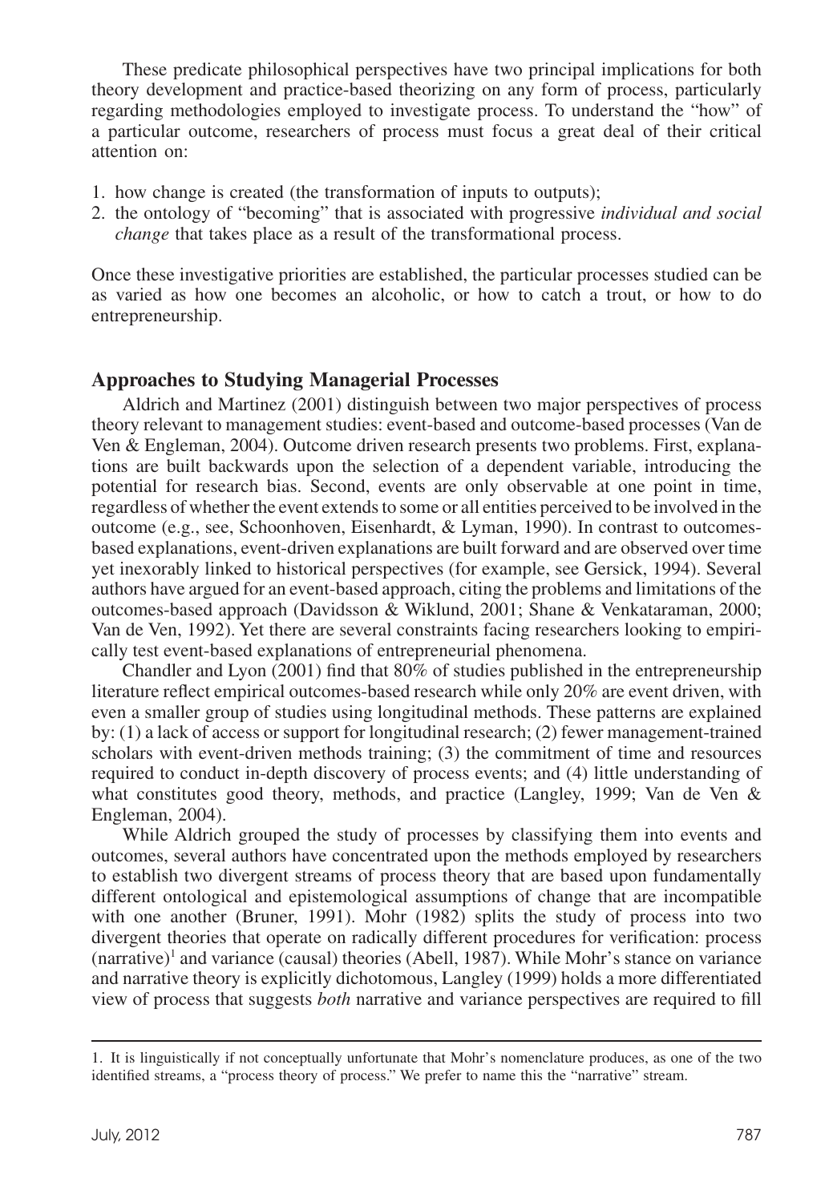These predicate philosophical perspectives have two principal implications for both theory development and practice-based theorizing on any form of process, particularly regarding methodologies employed to investigate process. To understand the "how" of a particular outcome, researchers of process must focus a great deal of their critical attention on:

1. how change is created (the transformation of inputs to outputs);
2. the ontology of "becoming" that is associated with progressive *individual and social change* that takes place as a result of the transformational process.

Once these investigative priorities are established, the particular processes studied can be as varied as how one becomes an alcoholic, or how to catch a trout, or how to do entrepreneurship.

## Approaches to Studying Managerial Processes

Aldrich and Martinez (2001) distinguish between two major perspectives of process theory relevant to management studies: event-based and outcome-based processes (Van de Ven & Engleman, 2004). Outcome driven research presents two problems. First, explanations are built backwards upon the selection of a dependent variable, introducing the potential for research bias. Second, events are only observable at one point in time, regardless of whether the event extends to some or all entities perceived to be involved in the outcome (e.g., see, Schoonhoven, Eisenhardt, & Lyman, 1990). In contrast to outcomes-based explanations, event-driven explanations are built forward and are observed over time yet inexorably linked to historical perspectives (for example, see Gersick, 1994). Several authors have argued for an event-based approach, citing the problems and limitations of the outcomes-based approach (Davidsson & Wiklund, 2001; Shane & Venkataraman, 2000; Van de Ven, 1992). Yet there are several constraints facing researchers looking to empirically test event-based explanations of entrepreneurial phenomena.

Chandler and Lyon (2001) find that 80% of studies published in the entrepreneurship literature reflect empirical outcomes-based research while only 20% are event driven, with even a smaller group of studies using longitudinal methods. These patterns are explained by: (1) a lack of access or support for longitudinal research; (2) fewer management-trained scholars with event-driven methods training; (3) the commitment of time and resources required to conduct in-depth discovery of process events; and (4) little understanding of what constitutes good theory, methods, and practice (Langley, 1999; Van de Ven & Engleman, 2004).

While Aldrich grouped the study of processes by classifying them into events and outcomes, several authors have concentrated upon the methods employed by researchers to establish two divergent streams of process theory that are based upon fundamentally different ontological and epistemological assumptions of change that are incompatible with one another (Bruner, 1991). Mohr (1982) splits the study of process into two divergent theories that operate on radically different procedures for verification: process (narrative)[1] and variance (causal) theories (Abell, 1987). While Mohr's stance on variance and narrative theory is explicitly dichotomous, Langley (1999) holds a more differentiated view of process that suggests *both* narrative and variance perspectives are required to fill

1. It is linguistically if not conceptually unfortunate that Mohr's nomenclature produces, as one of the two identified streams, a "process theory of process." We prefer to name this the "narrative" stream.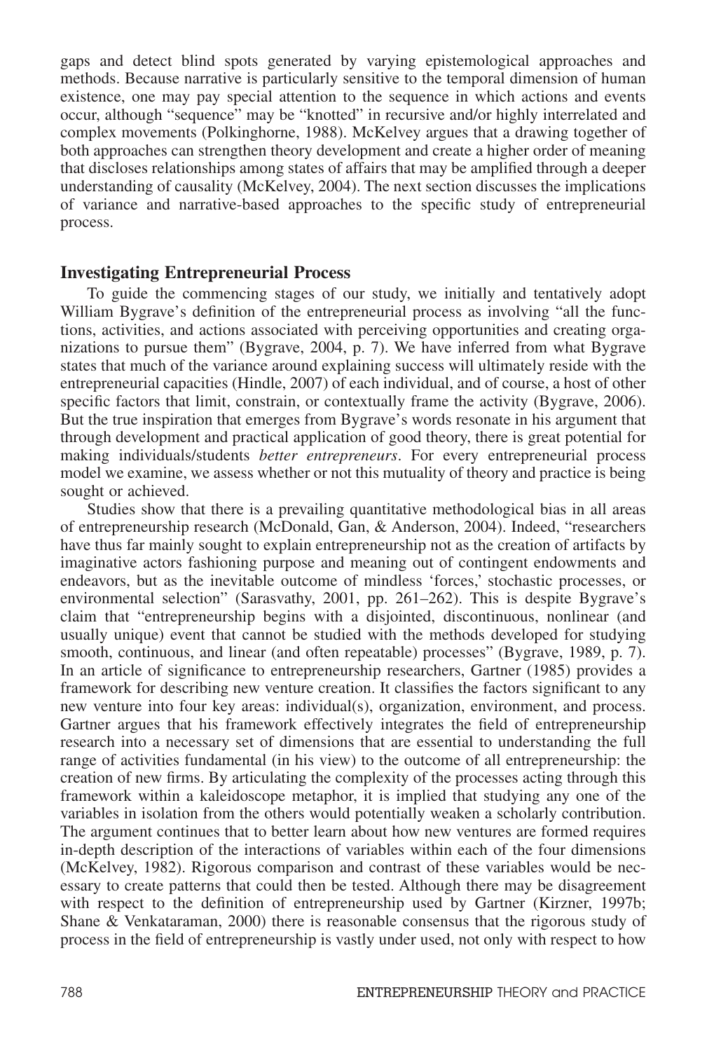gaps and detect blind spots generated by varying epistemological approaches and methods. Because narrative is particularly sensitive to the temporal dimension of human existence, one may pay special attention to the sequence in which actions and events occur, although "sequence" may be "knotted" in recursive and/or highly interrelated and complex movements (Polkinghorne, 1988). McKelvey argues that a drawing together of both approaches can strengthen theory development and create a higher order of meaning that discloses relationships among states of affairs that may be amplified through a deeper understanding of causality (McKelvey, 2004). The next section discusses the implications of variance and narrative-based approaches to the specific study of entrepreneurial process.

## Investigating Entrepreneurial Process

To guide the commencing stages of our study, we initially and tentatively adopt William Bygrave's definition of the entrepreneurial process as involving "all the functions, activities, and actions associated with perceiving opportunities and creating organizations to pursue them" (Bygrave, 2004, p. 7). We have inferred from what Bygrave states that much of the variance around explaining success will ultimately reside with the entrepreneurial capacities (Hindle, 2007) of each individual, and of course, a host of other specific factors that limit, constrain, or contextually frame the activity (Bygrave, 2006). But the true inspiration that emerges from Bygrave's words resonate in his argument that through development and practical application of good theory, there is great potential for making individuals/students *better entrepreneurs*. For every entrepreneurial process model we examine, we assess whether or not this mutuality of theory and practice is being sought or achieved.

Studies show that there is a prevailing quantitative methodological bias in all areas of entrepreneurship research (McDonald, Gan, & Anderson, 2004). Indeed, "researchers have thus far mainly sought to explain entrepreneurship not as the creation of artifacts by imaginative actors fashioning purpose and meaning out of contingent endowments and endeavors, but as the inevitable outcome of mindless 'forces,' stochastic processes, or environmental selection" (Sarasvathy, 2001, pp. 261–262). This is despite Bygrave's claim that "entrepreneurship begins with a disjointed, discontinuous, nonlinear (and usually unique) event that cannot be studied with the methods developed for studying smooth, continuous, and linear (and often repeatable) processes" (Bygrave, 1989, p. 7). In an article of significance to entrepreneurship researchers, Gartner (1985) provides a framework for describing new venture creation. It classifies the factors significant to any new venture into four key areas: individual(s), organization, environment, and process. Gartner argues that his framework effectively integrates the field of entrepreneurship research into a necessary set of dimensions that are essential to understanding the full range of activities fundamental (in his view) to the outcome of all entrepreneurship: the creation of new firms. By articulating the complexity of the processes acting through this framework within a kaleidoscope metaphor, it is implied that studying any one of the variables in isolation from the others would potentially weaken a scholarly contribution. The argument continues that to better learn about how new ventures are formed requires in-depth description of the interactions of variables within each of the four dimensions (McKelvey, 1982). Rigorous comparison and contrast of these variables would be necessary to create patterns that could then be tested. Although there may be disagreement with respect to the definition of entrepreneurship used by Gartner (Kirzner, 1997b; Shane & Venkataraman, 2000) there is reasonable consensus that the rigorous study of process in the field of entrepreneurship is vastly under used, not only with respect to how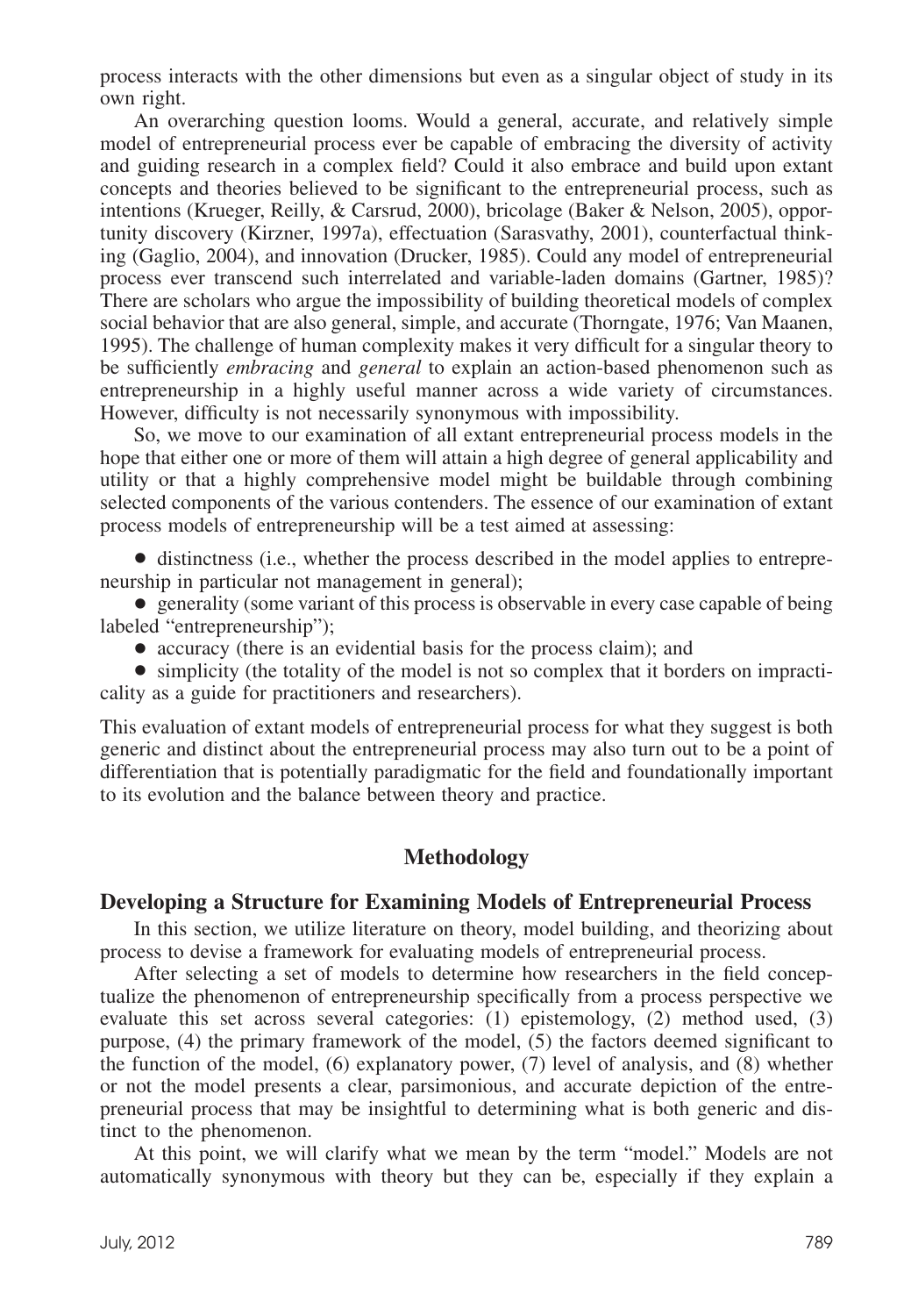process interacts with the other dimensions but even as a singular object of study in its own right.

An overarching question looms. Would a general, accurate, and relatively simple model of entrepreneurial process ever be capable of embracing the diversity of activity and guiding research in a complex field? Could it also embrace and build upon extant concepts and theories believed to be significant to the entrepreneurial process, such as intentions (Krueger, Reilly, & Carsrud, 2000), bricolage (Baker & Nelson, 2005), opportunity discovery (Kirzner, 1997a), effectuation (Sarasvathy, 2001), counterfactual thinking (Gaglio, 2004), and innovation (Drucker, 1985). Could any model of entrepreneurial process ever transcend such interrelated and variable-laden domains (Gartner, 1985)? There are scholars who argue the impossibility of building theoretical models of complex social behavior that are also general, simple, and accurate (Thorngate, 1976; Van Maanen, 1995). The challenge of human complexity makes it very difficult for a singular theory to be sufficiently *embracing* and *general* to explain an action-based phenomenon such as entrepreneurship in a highly useful manner across a wide variety of circumstances. However, difficulty is not necessarily synonymous with impossibility.

So, we move to our examination of all extant entrepreneurial process models in the hope that either one or more of them will attain a high degree of general applicability and utility or that a highly comprehensive model might be buildable through combining selected components of the various contenders. The essence of our examination of extant process models of entrepreneurship will be a test aimed at assessing:

- distinctness (i.e., whether the process described in the model applies to entrepreneurship in particular not management in general);
- generality (some variant of this process is observable in every case capable of being labeled "entrepreneurship");
- accuracy (there is an evidential basis for the process claim); and
- simplicity (the totality of the model is not so complex that it borders on impracticality as a guide for practitioners and researchers).

This evaluation of extant models of entrepreneurial process for what they suggest is both generic and distinct about the entrepreneurial process may also turn out to be a point of differentiation that is potentially paradigmatic for the field and foundationally important to its evolution and the balance between theory and practice.

## Methodology

### Developing a Structure for Examining Models of Entrepreneurial Process

In this section, we utilize literature on theory, model building, and theorizing about process to devise a framework for evaluating models of entrepreneurial process.

After selecting a set of models to determine how researchers in the field conceptualize the phenomenon of entrepreneurship specifically from a process perspective we evaluate this set across several categories: (1) epistemology, (2) method used, (3) purpose, (4) the primary framework of the model, (5) the factors deemed significant to the function of the model, (6) explanatory power, (7) level of analysis, and (8) whether or not the model presents a clear, parsimonious, and accurate depiction of the entrepreneurial process that may be insightful to determining what is both generic and distinct to the phenomenon.

At this point, we will clarify what we mean by the term "model." Models are not automatically synonymous with theory but they can be, especially if they explain a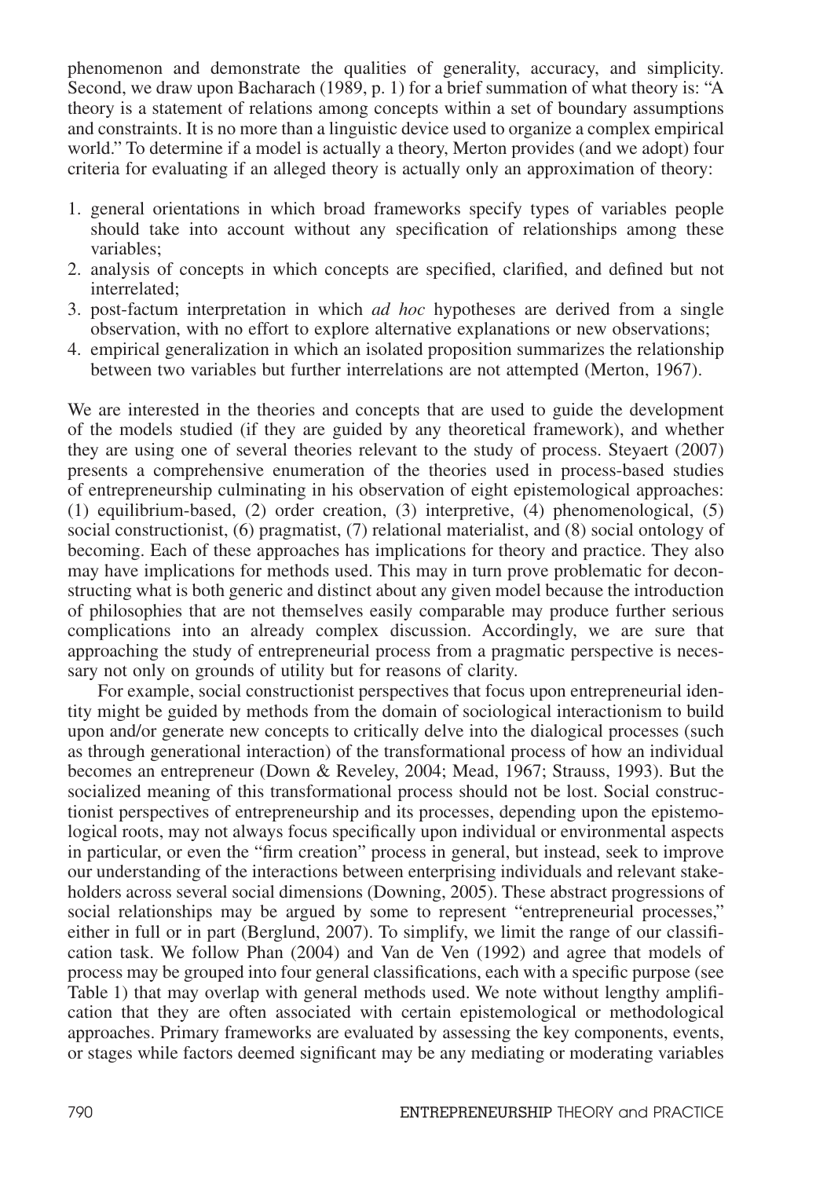phenomenon and demonstrate the qualities of generality, accuracy, and simplicity. Second, we draw upon Bacharach (1989, p. 1) for a brief summation of what theory is: "A theory is a statement of relations among concepts within a set of boundary assumptions and constraints. It is no more than a linguistic device used to organize a complex empirical world." To determine if a model is actually a theory, Merton provides (and we adopt) four criteria for evaluating if an alleged theory is actually only an approximation of theory:

1. general orientations in which broad frameworks specify types of variables people should take into account without any specification of relationships among these variables;
2. analysis of concepts in which concepts are specified, clarified, and defined but not interrelated;
3. post-factum interpretation in which *ad hoc* hypotheses are derived from a single observation, with no effort to explore alternative explanations or new observations;
4. empirical generalization in which an isolated proposition summarizes the relationship between two variables but further interrelations are not attempted (Merton, 1967).

We are interested in the theories and concepts that are used to guide the development of the models studied (if they are guided by any theoretical framework), and whether they are using one of several theories relevant to the study of process. Steyaert (2007) presents a comprehensive enumeration of the theories used in process-based studies of entrepreneurship culminating in his observation of eight epistemological approaches: (1) equilibrium-based, (2) order creation, (3) interpretive, (4) phenomenological, (5) social constructionist, (6) pragmatist, (7) relational materialist, and (8) social ontology of becoming. Each of these approaches has implications for theory and practice. They also may have implications for methods used. This may in turn prove problematic for deconstructing what is both generic and distinct about any given model because the introduction of philosophies that are not themselves easily comparable may produce further serious complications into an already complex discussion. Accordingly, we are sure that approaching the study of entrepreneurial process from a pragmatic perspective is necessary not only on grounds of utility but for reasons of clarity.

For example, social constructionist perspectives that focus upon entrepreneurial identity might be guided by methods from the domain of sociological interactionism to build upon and/or generate new concepts to critically delve into the dialogical processes (such as through generational interaction) of the transformational process of how an individual becomes an entrepreneur (Down & Reveley, 2004; Mead, 1967; Strauss, 1993). But the socialized meaning of this transformational process should not be lost. Social constructionist perspectives of entrepreneurship and its processes, depending upon the epistemological roots, may not always focus specifically upon individual or environmental aspects in particular, or even the "firm creation" process in general, but instead, seek to improve our understanding of the interactions between enterprising individuals and relevant stakeholders across several social dimensions (Downing, 2005). These abstract progressions of social relationships may be argued by some to represent "entrepreneurial processes," either in full or in part (Berglund, 2007). To simplify, we limit the range of our classification task. We follow Phan (2004) and Van de Ven (1992) and agree that models of process may be grouped into four general classifications, each with a specific purpose (see Table 1) that may overlap with general methods used. We note without lengthy amplification that they are often associated with certain epistemological or methodological approaches. Primary frameworks are evaluated by assessing the key components, events, or stages while factors deemed significant may be any mediating or moderating variables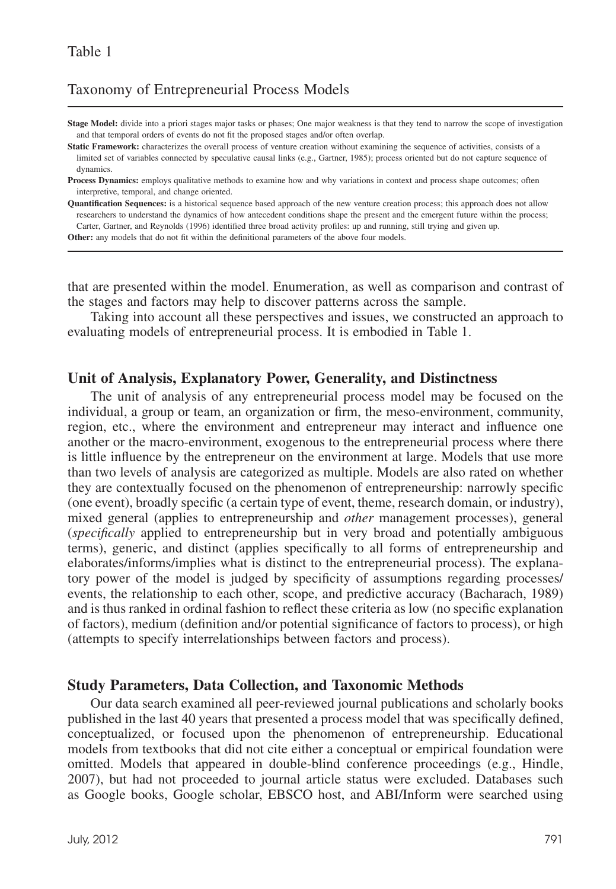Table 1

Taxonomy of Entrepreneurial Process Models

**Stage Model:** divide into a priori stages major tasks or phases; One major weakness is that they tend to narrow the scope of investigation and that temporal orders of events do not fit the proposed stages and/or often overlap.

**Static Framework:** characterizes the overall process of venture creation without examining the sequence of activities, consists of a limited set of variables connected by speculative causal links (e.g., Gartner, 1985); process oriented but do not capture sequence of dynamics.

**Process Dynamics:** employs qualitative methods to examine how and why variations in context and process shape outcomes; often interpretive, temporal, and change oriented.

**Quantification Sequences:** is a historical sequence based approach of the new venture creation process; this approach does not allow researchers to understand the dynamics of how antecedent conditions shape the present and the emergent future within the process; Carter, Gartner, and Reynolds (1996) identified three broad activity profiles: up and running, still trying and given up.

**Other:** any models that do not fit within the definitional parameters of the above four models.

that are presented within the model. Enumeration, as well as comparison and contrast of the stages and factors may help to discover patterns across the sample.

Taking into account all these perspectives and issues, we constructed an approach to evaluating models of entrepreneurial process. It is embodied in Table 1.

## Unit of Analysis, Explanatory Power, Generality, and Distinctness

The unit of analysis of any entrepreneurial process model may be focused on the individual, a group or team, an organization or firm, the meso-environment, community, region, etc., where the environment and entrepreneur may interact and influence one another or the macro-environment, exogenous to the entrepreneurial process where there is little influence by the entrepreneur on the environment at large. Models that use more than two levels of analysis are categorized as multiple. Models are also rated on whether they are contextually focused on the phenomenon of entrepreneurship: narrowly specific (one event), broadly specific (a certain type of event, theme, research domain, or industry), mixed general (applies to entrepreneurship and *other* management processes), general (*specifically* applied to entrepreneurship but in very broad and potentially ambiguous terms), generic, and distinct (applies specifically to all forms of entrepreneurship and elaborates/informs/implies what is distinct to the entrepreneurial process). The explanatory power of the model is judged by specificity of assumptions regarding processes/events, the relationship to each other, scope, and predictive accuracy (Bacharach, 1989) and is thus ranked in ordinal fashion to reflect these criteria as low (no specific explanation of factors), medium (definition and/or potential significance of factors to process), or high (attempts to specify interrelationships between factors and process).

## Study Parameters, Data Collection, and Taxonomic Methods

Our data search examined all peer-reviewed journal publications and scholarly books published in the last 40 years that presented a process model that was specifically defined, conceptualized, or focused upon the phenomenon of entrepreneurship. Educational models from textbooks that did not cite either a conceptual or empirical foundation were omitted. Models that appeared in double-blind conference proceedings (e.g., Hindle, 2007), but had not proceeded to journal article status were excluded. Databases such as Google books, Google scholar, EBSCO host, and ABI/Inform were searched using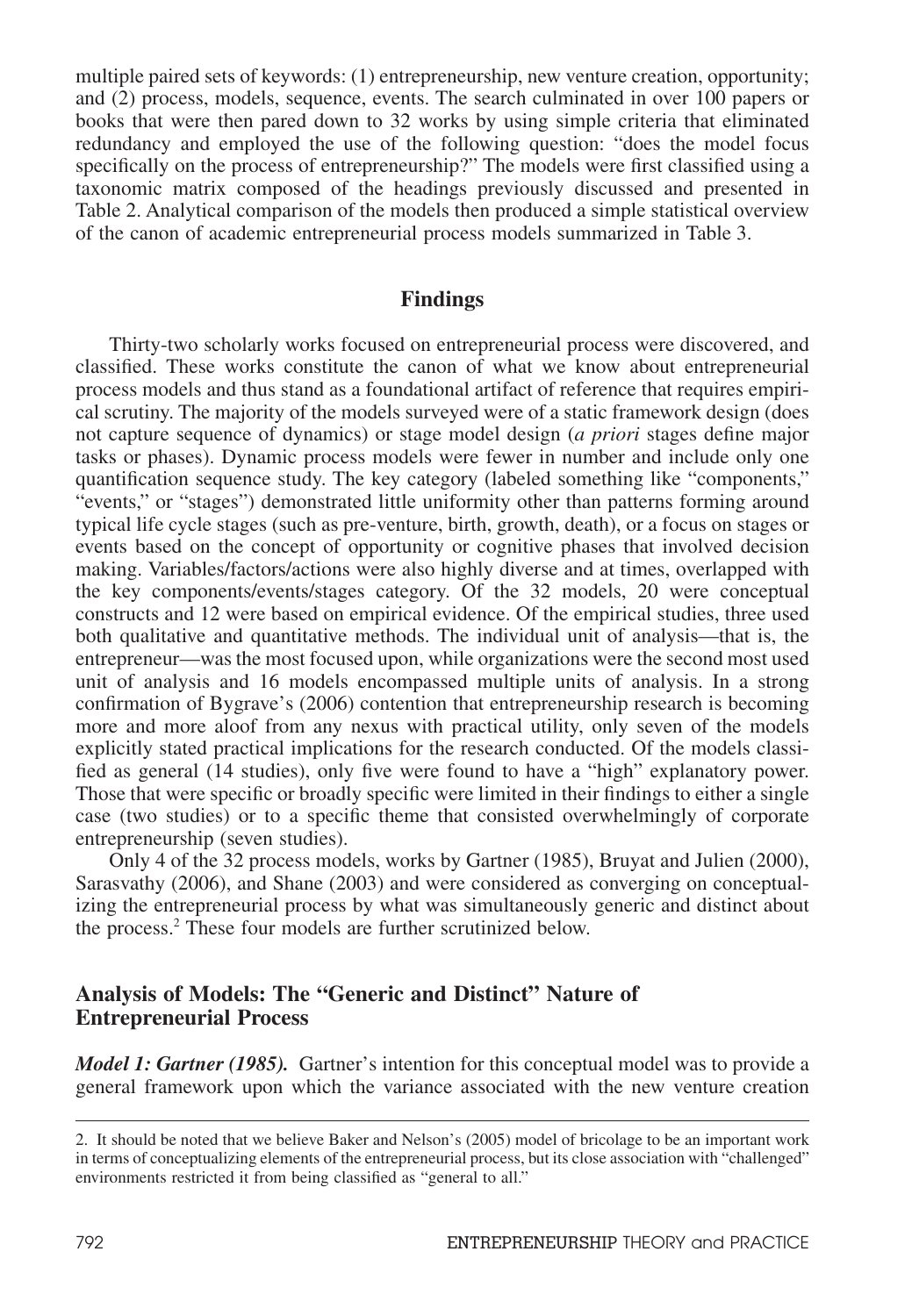multiple paired sets of keywords: (1) entrepreneurship, new venture creation, opportunity; and (2) process, models, sequence, events. The search culminated in over 100 papers or books that were then pared down to 32 works by using simple criteria that eliminated redundancy and employed the use of the following question: "does the model focus specifically on the process of entrepreneurship?" The models were first classified using a taxonomic matrix composed of the headings previously discussed and presented in Table 2. Analytical comparison of the models then produced a simple statistical overview of the canon of academic entrepreneurial process models summarized in Table 3.

## Findings

Thirty-two scholarly works focused on entrepreneurial process were discovered, and classified. These works constitute the canon of what we know about entrepreneurial process models and thus stand as a foundational artifact of reference that requires empirical scrutiny. The majority of the models surveyed were of a static framework design (does not capture sequence of dynamics) or stage model design (*a priori* stages define major tasks or phases). Dynamic process models were fewer in number and include only one quantification sequence study. The key category (labeled something like "components," "events," or "stages") demonstrated little uniformity other than patterns forming around typical life cycle stages (such as pre-venture, birth, growth, death), or a focus on stages or events based on the concept of opportunity or cognitive phases that involved decision making. Variables/factors/actions were also highly diverse and at times, overlapped with the key components/events/stages category. Of the 32 models, 20 were conceptual constructs and 12 were based on empirical evidence. Of the empirical studies, three used both qualitative and quantitative methods. The individual unit of analysis—that is, the entrepreneur—was the most focused upon, while organizations were the second most used unit of analysis and 16 models encompassed multiple units of analysis. In a strong confirmation of Bygrave's (2006) contention that entrepreneurship research is becoming more and more aloof from any nexus with practical utility, only seven of the models explicitly stated practical implications for the research conducted. Of the models classified as general (14 studies), only five were found to have a "high" explanatory power. Those that were specific or broadly specific were limited in their findings to either a single case (two studies) or to a specific theme that consisted overwhelmingly of corporate entrepreneurship (seven studies).

Only 4 of the 32 process models, works by Gartner (1985), Bruyat and Julien (2000), Sarasvathy (2006), and Shane (2003) and were considered as converging on conceptualizing the entrepreneurial process by what was simultaneously generic and distinct about the process.[2] These four models are further scrutinized below.

## Analysis of Models: The "Generic and Distinct" Nature of Entrepreneurial Process

***Model 1: Gartner (1985).*** Gartner's intention for this conceptual model was to provide a general framework upon which the variance associated with the new venture creation

2. It should be noted that we believe Baker and Nelson's (2005) model of bricolage to be an important work in terms of conceptualizing elements of the entrepreneurial process, but its close association with "challenged" environments restricted it from being classified as "general to all."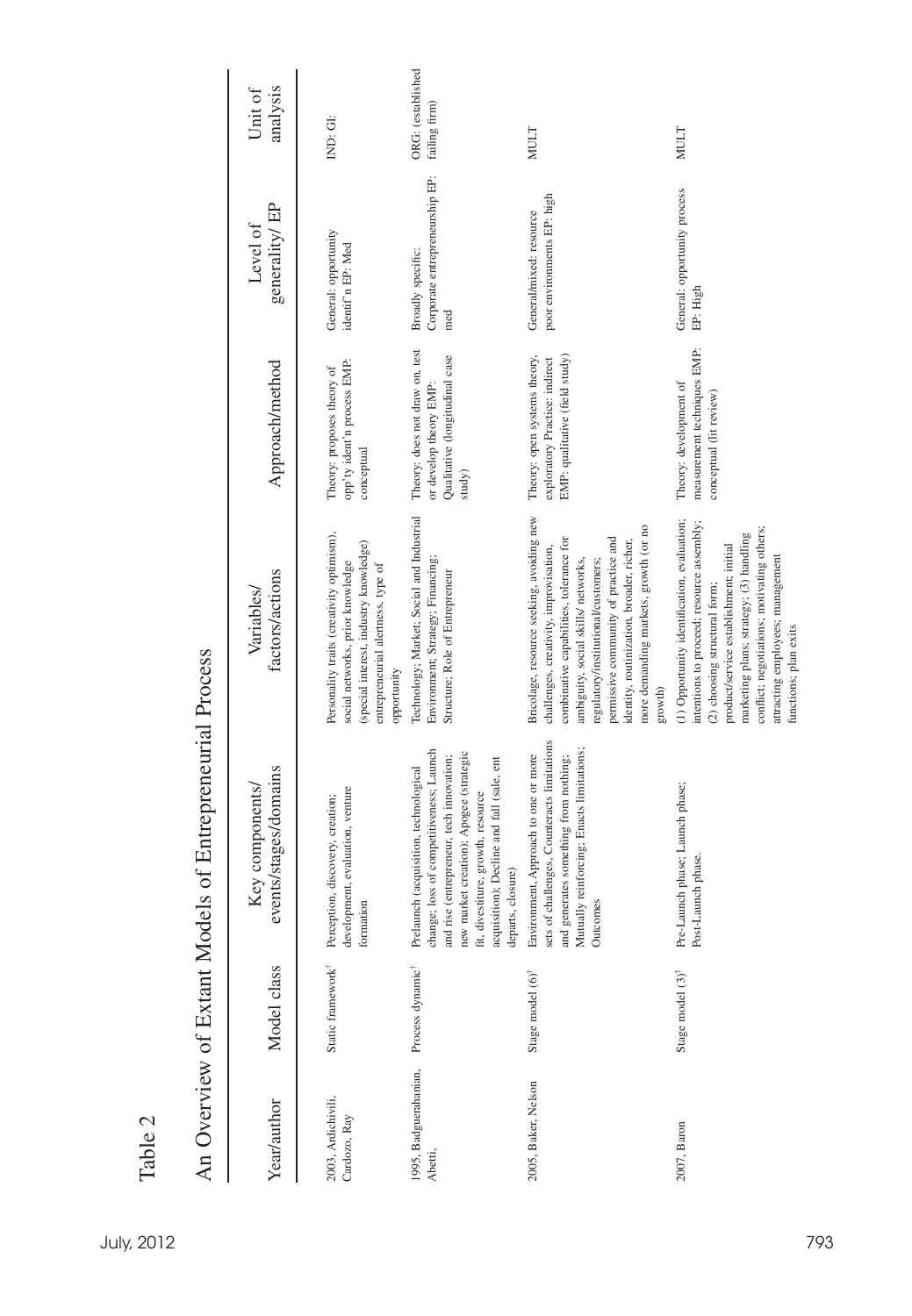Table 2

An Overview of Extant Models of Entrepreneurial Process

| Year/author | Model class | Key components/ events/stages/domains | Variables/ factors/actions | Approach/method | Level of generality/ EP | Unit of analysis |
|---|---|---|---|---|---|---|
| 2003, Ardichivili, Cardozo, Ray | Static framework[†] | Perception, discovery, creation; development, evaluation, venture formation | Personality traits (creativity optimism), social networks, prior knowledge (special interest, industry knowledge) entrepreneurial alertness, type of opportunity | Theory: proposes theory of opp'ty ident'n process EMP: conceptual | General: opportunity identif'n EP: Med | IND: GI: |
| 1995, Badguerahanian, Abetti, | Process dynamic[†] | Prelaunch (acquisition, technological change; loss of competitiveness; Launch and rise (entrepreneur, tech innovation; new market creation); Apogee (strategic fit, divestiture, growth, resource acquisition); Decline and fall (sale, ent departs, closure) | Technology; Market; Social and Industrial Environment; Strategy; Financing; Structure; Role of Entrepreneur | Theory: does not draw on, test or develop theory EMP: Qualitative (longitudinal case study) | Broadly specific: Corporate entrepreneurship EP: med | ORG: (established failing firm) |
| 2005, Baker, Nelson | Stage model (6)[†] | Environment, Approach to one or more sets of challenges, Counteracts limitations and generates something from nothing; Mutually reinforcing; Enacts limitations; Outcomes | Bricolage, resource seeking, avoiding new challenges, creativity, improvisation, combinative capabilities, tolerance for ambiguity, social skills/ networks, regulatory/institutional/customers; permissive community of practice and identity, routinization, broader, richer, more demanding markets, growth (or no growth) | Theory: open systems theory, exploratory Practice: indirect EMP: qualitative (field study) | General/mixed: resource poor environments EP: high | MULT |
| 2007, Baron | Stage model (3)[†] | Pre-Launch phase; Launch phase; Post-Launch phase. | (1) Opportunity identification, evaluation; intentions to proceed; resource assembly; (2) choosing structural form; product/service establishment; initial marketing plans; strategy; (3) handling conflict; negotiations; motivating others; attracting employees; management functions; plan exits | Theory: development of measurement techniques EMP: conceptual (lit review) | General: opportunity process EP: High | MULT |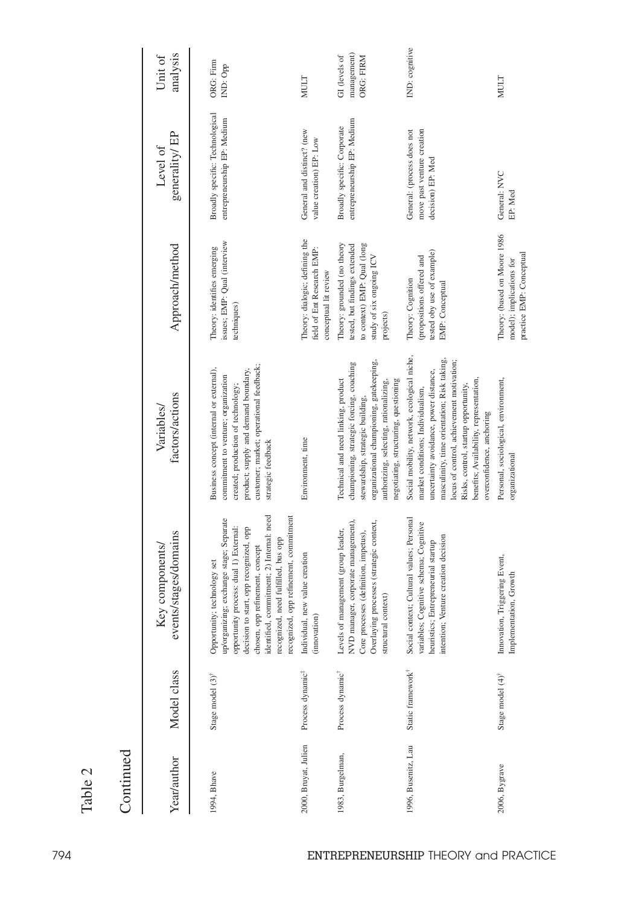Table 2

Continued

| Year/author | Model class | Key components/ events/stages/domains | Variables/ factors/actions | Approach/method | Level of generality/ EP | Unit of analysis |
|---|---|---|---|---|---|---|
| 1994, Bhave | Stage model (3)[†] | Opportunity; technology set up/organizing; exchange stage; Separate opportunity process: dual 1) External: decision to start, opp recognized, opp chosen, opp refinement, concept identified, commitment; 2) Internal: need recognized, need fulfilled, bus opp recognized, opp refinement, commitment | Business concept (internal or external), commitment to venture; organization created; production of technology; product; supply and demand boundary, customer; market; operational feedback; strategic feedback | Theory: identifies emerging issues; EMP: Qual (interview techniques) | Broadly specific: Technological entrepreneurship EP: Medium | ORG: Firm IND: Opp |
| 2000, Bruyat, Julien | Process dynamic[†] | Individual, new value creation (innovation) | Environment, time | Theory: dialogic; defining the field of Ent Research EMP: conceptual lit review | General and distinct? (new value creation) EP: Low | MULT |
| 1983, Burgelman, | Process dynamic[†] | Levels of management (group leader, NVD manager, corporate management), Core processes (definition, impetus), Overlaying processes (strategic context, structural context) | Technical and need linking, product championing, strategic forcing, coaching stewardship, strategic building, organizational championing, gatekeeping, authorizing, selecting, rationalizing, negotiating, structuring, questioning | Theory: grounded (no theory tested, but findings extended to context) EMP: Qual (long study of six ongoing ICV projects) | Broadly specific: Corporate entrepreneurship EP: Medium | GI (levels of management) ORG: FIRM |
| 1996, Busenitz, Lau | Static framework[†] | Social context; Cultural values; Personal variables; Cognitive schema; Cognitive heuristics; Entrepreneurial startup intention; Venture creation decision | Social mobility, network, ecological niche, market conditions; Individualism, uncertainty avoidance, power distance, masculinity, time orientation; Risk taking, locus of control, achievement motivation; Risks, control, startup opportunity, benefits; Availability, representation, overconfidence, anchoring | Theory: Cognition (propositions offered and tested oby use of example) EMP: Conceptual | General: (process does not move past venture creation decision) EP: Med | IND: cognitive |
| 2006, Bygrave | Stage model (4)[†] | Innovation, Triggering Event, Implementation, Growth | Personal, sociological, environment, organizational | Theory: (based on Moore 1986 model); implications for practice EMP: Conceptual | General: NVC EP: Med | MULT |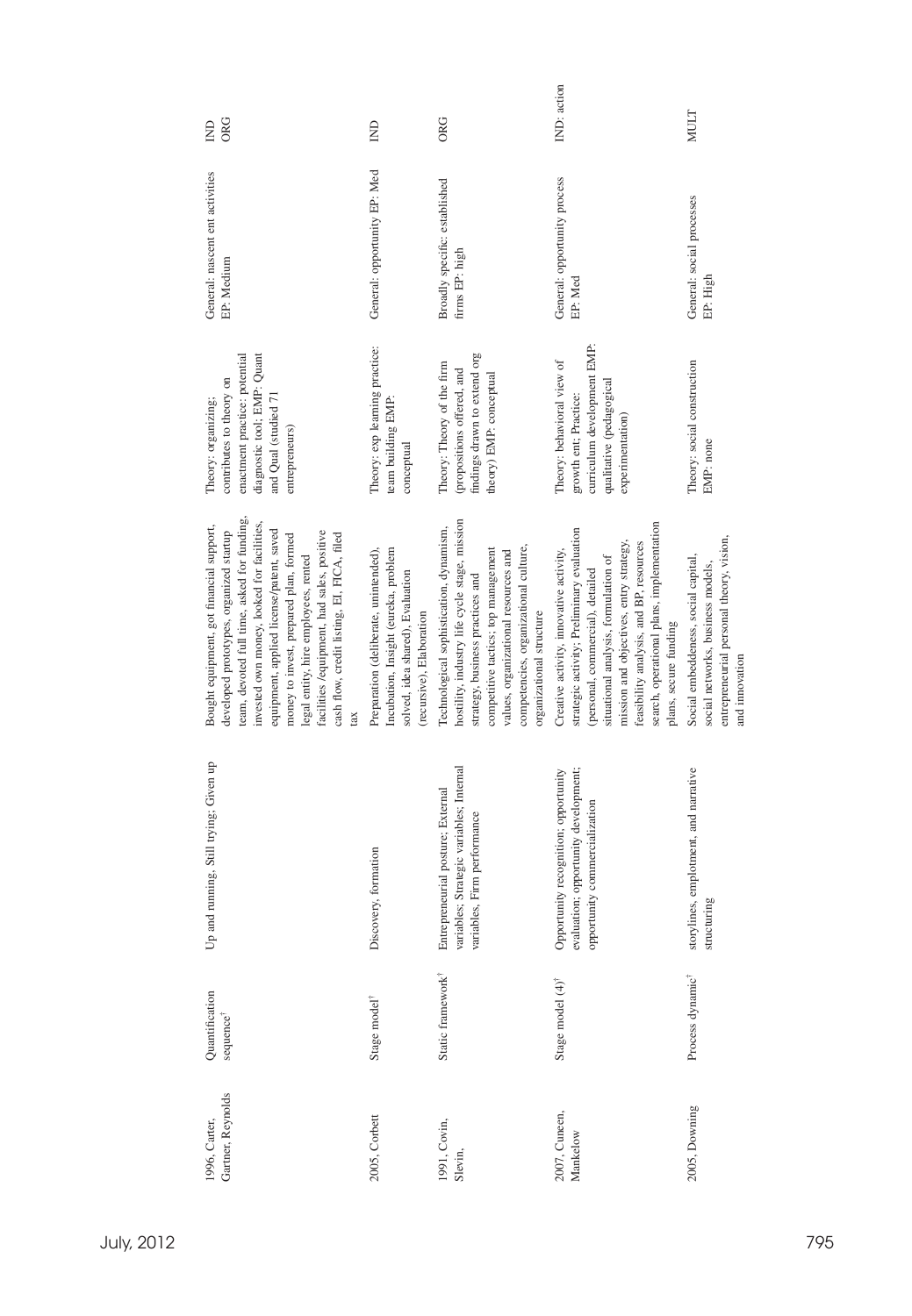| | | | | | | |
|---|---|---|---|---|---|---|
| 1996, Carter, Gartner, Reynolds | Quantification sequence[†] | Up and running, Still trying, Given up | Bought equipment, got financial support, developed prototypes, organized startup team, devoted full time, asked for funding, invested own money, looked for facilities, equipment, applied license/patent, saved money to invest, prepared plan, formed legal entity, hire employees, rented facilities /equipment, had sales, positive cash flow, credit listing, EI, FICA, filed tax | Theory: organizing; contributes to theory on enactment practice: potential diagnostic tool; EMP: Quant and Qual (studied 71 entrepreneurs) | General: nascent ent activities EP: Medium | IND ORG |
| 2005, Corbett | Stage model[†] | Discovery, formation | Preparation (deliberate, unintended), Incubation, Insight (eureka, problem solved, idea shared), Evaluation (recursive), Elaboration | Theory: exp learning practice: team building EMP: conceptual | General: opportunity EP: Med | IND |
| 1991, Covin, Slevin, | Static framework[†] | Entrepreneurial posture; External variables; Strategic variables; Internal variables, Firm performance | Technological sophistication, dynamism, hostility, industry life cycle stage, mission strategy, business practices and competitive tactics; top management values, organizational resources and competencies, organizational culture, organizational structure | Theory: Theory of the firm (propositions offered, and findings drawn to extend org theory) EMP: conceptual | Broadly specific: established firms EP: high | ORG |
| 2007, Cuneen, Mankelow | Stage model (4)[†] | Opportunity recognition; opportunity evaluation; opportunity development; opportunity commercialization | Creative activity, innovative activity, strategic activity; Preliminary evaluation (personal, commercial), detailed situational analysis, formulation of mission and objectives, entry strategy, feasibility analysis, and BP, resources search, operational plans, implementation plans, secure funding | Theory: behavioral view of growth ent; Practice: curriculum development EMP: qualitative (pedagogical experimentation) | General: opportunity process EP: Med | IND: action |
| 2005, Downing | Process dynamic[†] | storylines, emplotment, and narrative structuring | Social embeddedness, social capital, social networks, business models, entrepreneurial personal theory, vision, and innovation | Theory: social construction EMP: none | General: social processes EP: High | MULT |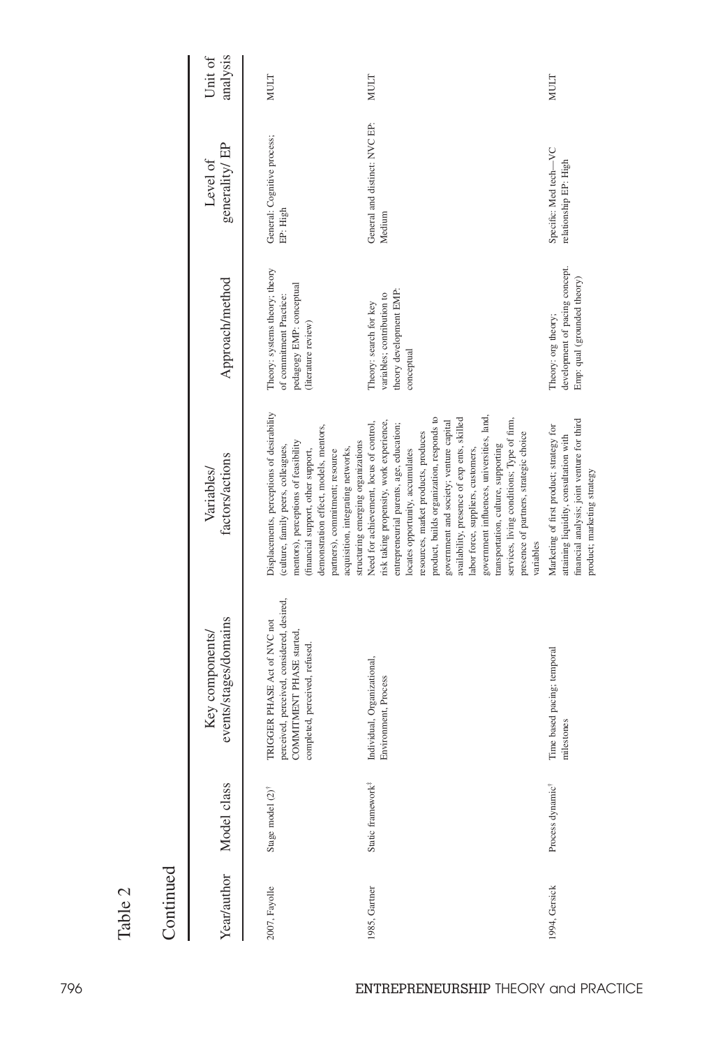Table 2

Continued

| Year/author | Model class | Key components/ events/stages/domains | Variables/ factors/actions | Approach/method | Level of generality/ EP | Unit of analysis |
|---|---|---|---|---|---|---|
| 2007, Fayolle | Stage model (2)[†] | TRIGGER PHASE Act of NVC not perceived, perceived, considered, desired, COMMITMENT PHASE started, completed, perceived, refused. | Displacements, perceptions of desirability (culture, family peers, colleagues, mentors), perceptions of feasibility (financial support, other support, demonstration effect, models, mentors, partners), commitment; resource acquisition, integrating networks, structuring emerging organizations | Theory: systems theory; theory of commitment Practice: pedagogy EMP: conceptual (literature review) | General: Cognitive process; EP: High | MULT |
| 1985, Gartner | Static framework[‡] | Individual, Organizational, Environment, Process | Need for achievement, locus of control, risk taking propensity, work experience, entrepreneurial parents, age, education; locates opportunity, accumulates resources, market products, produces product, builds organization, responds to government and society; venture capital availability, presence of exp ents, skilled labor force, suppliers, customers, government influences, universities, land, transportation, culture, supporting services, living conditions; Type of firm, presence of partners, strategic choice variables | Theory: search for key variables; contribution to theory development EMP: conceptual | General and distinct: NVC EP: Medium | MULT |
| 1994, Gersick | Process dynamic[†] | Time based pacing; temporal milestones | Marketing of first product; strategy for attaining liquidity, consultation with financial analysis; joint venture for third product; marketing strategy | Theory: org theory; development of pacing concept. Emp: qual (grounded theory) | Specific: Med tech—VC relationship EP: High | MULT |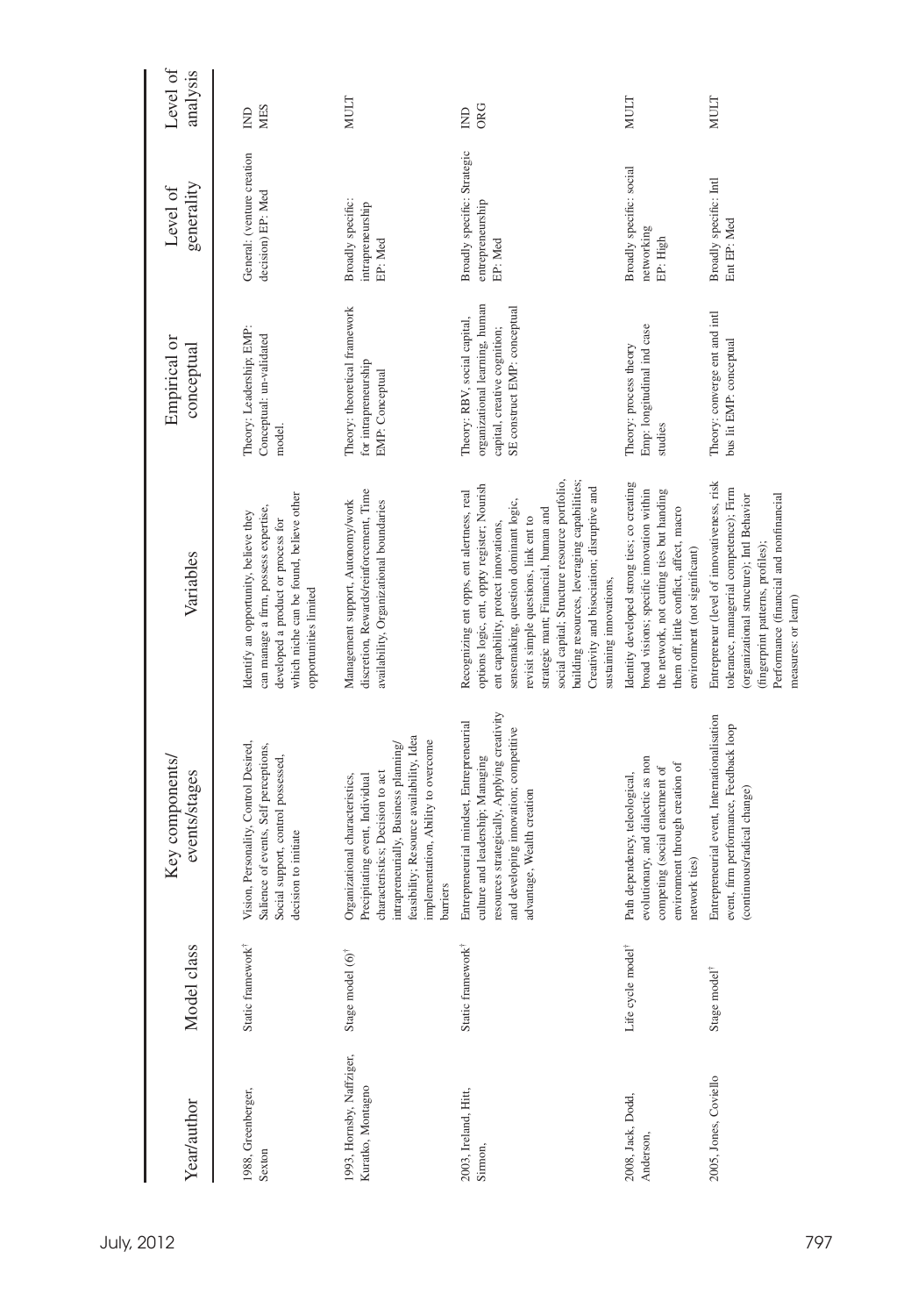| Year/author | Model class | Key components/ events/stages | Variables | Empirical or conceptual | Level of generality | Level of analysis |
|---|---|---|---|---|---|---|
| 1988, Greenberger, Sexton | Static framework† | Vision, Personality, Control Desired, Salience of events, Self perceptions, Social support, control possessed, decision to initiate | Identify an opportunity, believe they can manage a firm, possess expertise, developed a product or process for which niche can be found, believe other opportunities limited | Theory: Leadership; EMP: Conceptual: un-validated model. | General: (venture creation decision) EP: Med | IND MES |
| 1993, Hornsby, Naffziger, Kuratko, Montagno | Stage model (6)† | Organizational characteristics, Precipitating event, Individual characteristics; Decision to act intrapreneurially, Business planning/ feasibility; Resource availability, Idea implementation, Ability to overcome barriers | Management support, Autonomy/work discretion, Rewards/reinforcement, Time availability, Organizational boundaries | Theory: theoretical framework for intrapreneurship EMP: Conceptual | Broadly specific: intrapreneurship EP: Med | MULT |
| 2003, Ireland, Hitt, Sirmon, | Static framework† | Entrepreneurial mindset, Entrepreneurial culture and leadership; Managing resources strategically, Applying creativity and developing innovation; competitive advantage, Wealth creation | Recognizing ent opps, ent alertness, real options logic, ent, oppty register; Nourish ent capability, protect innovations, sensemaking, question dominant logic, revisit simple questions, link ent to strategic mant; Financial, human and social capital; Structure resource portfolio, building resources, leveraging capabilities; Creativity and bisociation; disruptive and sustaining innovations, | Theory: RBV, social capital, organizational learning, human capital, creative cognition; SE construct EMP: conceptual | Broadly specific: Strategic entrepreneurship EP: Med | IND ORG |
| 2008, Jack, Dodd, Anderson, | Life cycle model† | Path dependency, teleological, evolutionary, and dialectic as non competing (social enactment of environment through creation of network ties) | Identify developed strong ties; co creating broad visions; specific innovation within the network, not cutting ties but handing them off, little conflict, affect, macro environment (not significant) | Theory: process theory Emp: longitudinal ind case studies | Broadly specific: social networking EP: High | MULT |
| 2005, Jones, Coviello | Stage model† | Entrepreneurial event, Internationalisation event, firm performance, Feedback loop (continuous/radical change) | Entrepreneur (level of innovativeness, risk tolerance, managerial competence); Firm (organizational structure); Intl Behavior (fingerprint patterns, profiles); Performance (financial and nonfinancial measures: or learn) | Theory: converge ent and intl bus lit EMP: conceptual | Broadly specific: Intl Ent EP: Med | MULT |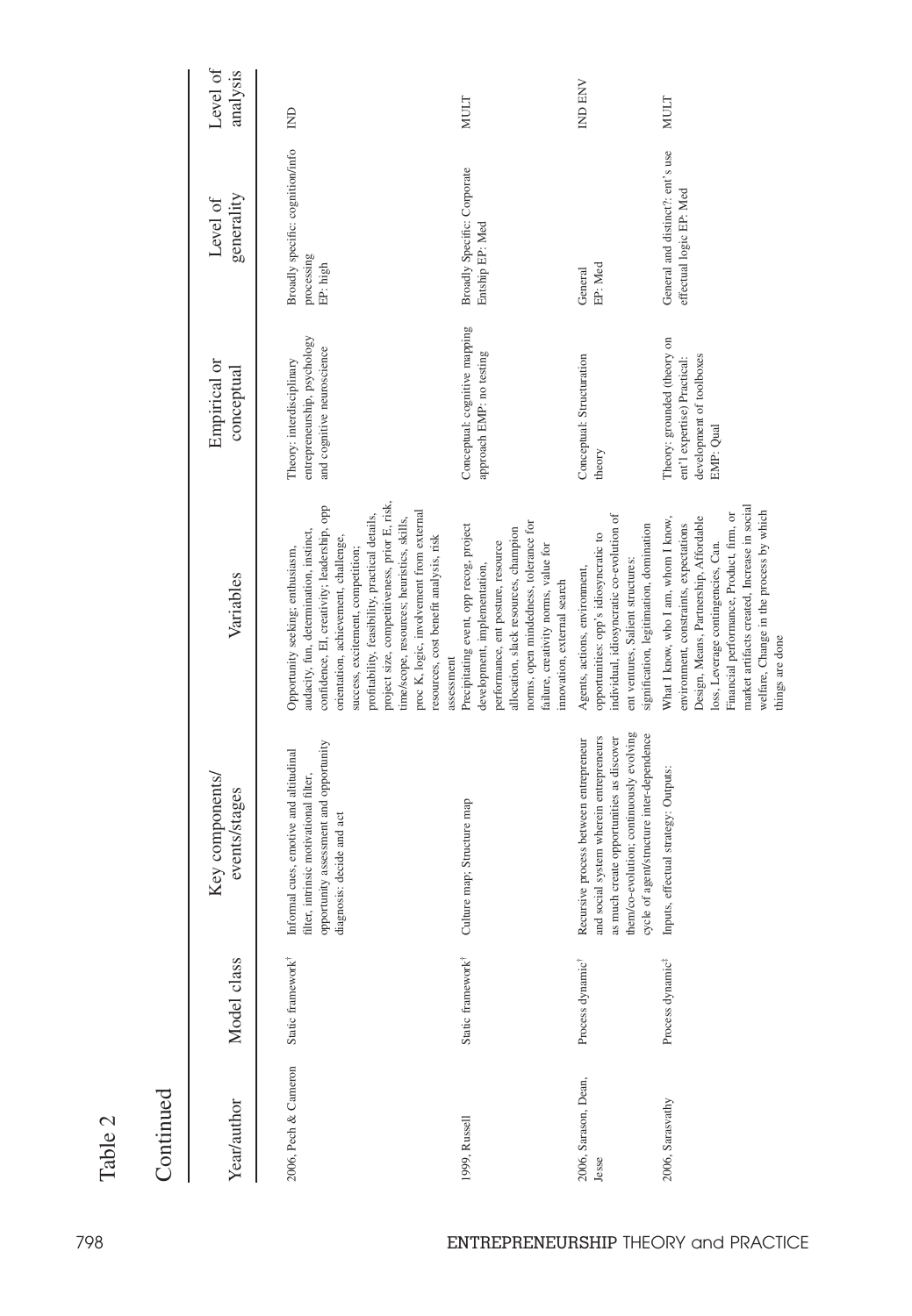Table 2

Continued

| Year/author | Model class | Key components/ events/stages | Variables | Empirical or conceptual | Level of generality | Level of analysis |
|---|---|---|---|---|---|---|
| 2006, Pech & Cameron | Static framework[†] | Informal cues, emotive and altitudinal filter, intrinsic motivational filter, opportunity assessment and opportunity diagnosis: decide and act | Opportunity seeking; enthusiasm, audacity, fun, determination, instinct, confidence, EI, creativity, leadership, opp orientation, achievement, challenge, success, excitement, competition; profitability, feasibility, practical details, project size, competitiveness, prior E, risk, time/scope, resources; heuristics, skills, proc K, logic, involvement from external resources, cost benefit analysis, risk assessment | Theory: interdisciplinary entrepreneurship, psychology and cognitive neuroscience | Broadly specific: cognition/info processing EP: high | IND |
| 1999, Russell | Static framework[†] | Culture map; Structure map | Precipitating event, opp recog, project development, implementation, performance, ent posture, resource allocation, slack resources, champion norms, open mindedness, tolerance for failure, creativity norms, value for innovation, external search | Conceptual: cognitive mapping approach EMP: no testing | Broadly Specific: Corporate Entship EP: Med | MULT |
| 2006, Sarason, Dean, Jesse | Process dynamic[†] | Recursive process between entrepreneur and social system wherein entrepreneurs as much create opportunities as discover them/co-evolution; continuously evolving cycle of agent/structure inter-dependence | Agents, actions, environment, opportunities: opp's idiosyncratic to individual, idiosyncratic co-evolution of ent ventures, Salient structures: signification, legitimation, domination | Conceptual: Structuration theory | General EP: Med | IND ENV |
| 2006, Sarasvathy | Process dynamic[‡] | Inputs, effectual strategy: Outputs: | What I know, who I am, whom I know, environment, constraints, expectations Design, Means, Partnership, Affordable loss, Leverage contingencies, Can. Financial performance, Product, firm, or market artifacts created. Increase in social welfare, Change in the process by which things are done | Theory: grounded (theory on ent'l expertise) Practical: development of toolboxes EMP: Qual | General and distinct?: ent's use effectual logic EP: Med | MULT |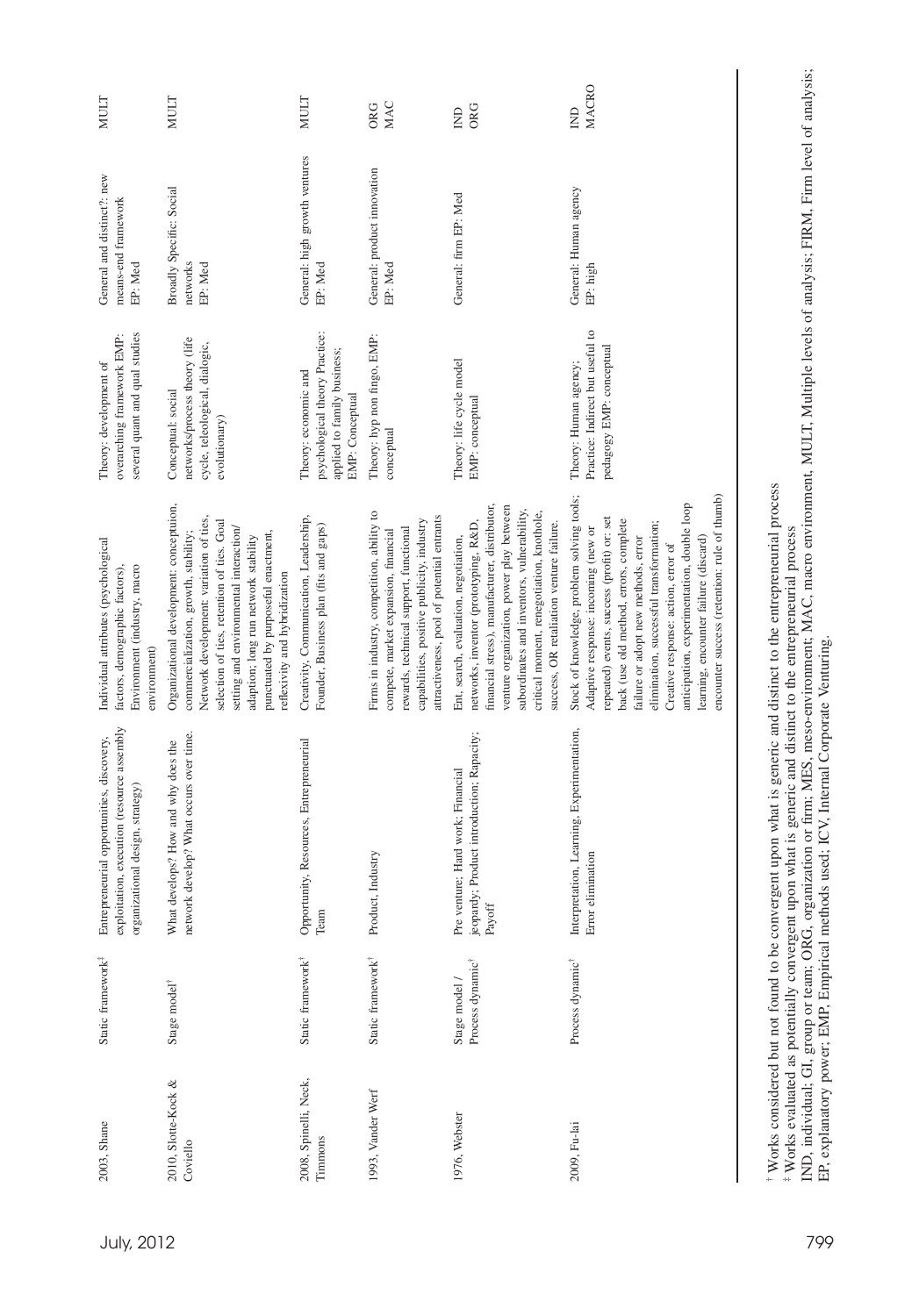| | | | | | | |
|---|---|---|---|---|---|---|
| 2003, Shane | Static framework[‡] | Entrepreneurial opportunities, discovery, exploitation, execution (resource assembly organizational design, strategy) | Individual attributes (psychological factors, demographic factors), Environment (industry, macro environment) | Theory: development of overarching framework EMP: several quant and qual studies | General and distinct?: new means-end framework EP: Med | MULT |
| 2010, Slotte-Kock & Coviello | Stage model[†] | What develops? How and why does the network develop? What occurs over time. | Organizational development: conceptuion, commercialization, growth, stability; Network development: variation of ties, selection of ties, retention of ties. Goal setting and environmental interaction/ adaption; long run network stability punctuated by purposeful enactment, reflexivity and hybridization | Conceptual: social networks/process theory (life cycle, teleological, dialogic, evolutionary) | Broadly Specific: Social networks EP: Med | MULT |
| 2008, Spinelli, Neck, Timmons | Static framework[†] | Opportunity, Resources, Entrepreneurial Team | Creativity, Communication, Leadership, Founder, Business plan (fits and gaps) | Theory: economic and psychological theory Practice: applied to family business; EMP: Conceptual | General: high growth ventures EP: Med | MULT |
| 1993, Vander Werf | Static framework[†] | Product, Industry | Firms in industry, competition, ability to compete, market expansion, financial rewards, technical support, functional capabilities, positive publicity, industry attractiveness, pool of potential entrants | Theory: hyp non fingo. EMP: conceptual | General: product innovation EP: Med | ORG MAC |
| 1976, Webster | Stage model / Process dynamic[†] | Pre venture; Hard work; Financial jeopardy; Product introduction; Rapacity; Payoff | Ent, search, evaluation, negotiation, networks, inventor (prototyping, R&D, financial stress), manufacturer, distributor, venture organization, power play between subordinates and inventors, vulnerability, critical moment, renegotiation, knothole, success, OR retaliation venture failure. | Theory: life cycle model EMP: conceptual | General: firm EP: Med | IND ORG |
| 2009, Fu-lai | Process dynamic[†] | Interpretation, Learning, Experimentation, Error elimination | Stock of knowledge, problem solving tools; Adaptive response: incoming (new or repeated) events, success (profit) or: set back (use old method, errors, complete failure or adopt new methods, error elimination, successful transformation; Creative response: action, error of anticipation, experimentation, double loop learning, encounter failure (discard) encounter success (retention: rule of thumb) | Theory: Human agency; Practice: Indirect but useful to pedagogy EMP: conceptual | General: Human agency EP: high | IND MACRO |

[†] Works considered but not found to be convergent upon what is generic and distinct to the entrepreneurial process
[‡] Works evaluated as potentially convergent upon what is generic and distinct to the entrepreneurial process
IND, individual; GI, group or team; ORG, organization or firm; MES, meso-environment; MAC, macro environment, MULT, Multiple levels of analysis; FIRM, Firm level of analysis; EP, explanatory power; EMP, Empirical methods used; ICV, Internal Corporate Venturing.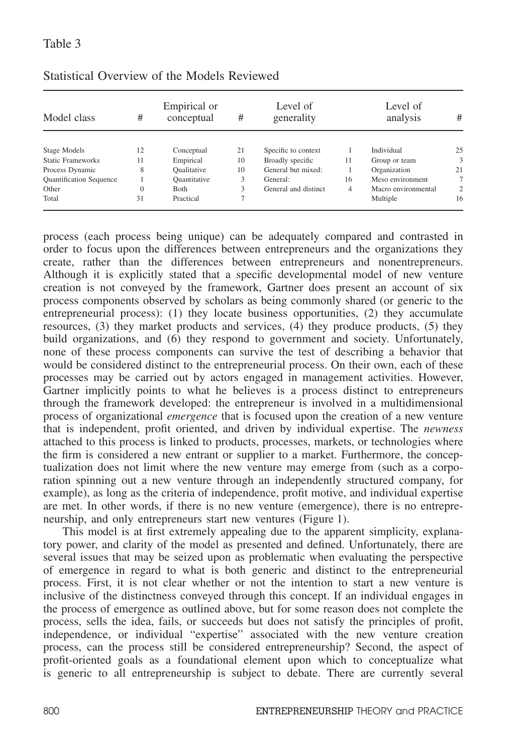Table 3

Statistical Overview of the Models Reviewed

| Model class | # | Empirical or conceptual | # | Level of generality | | Level of analysis | # |
|---|---|---|---|---|---|---|---|
| Stage Models | 12 | Conceptual | 21 | Specific to context | 1 | Individual | 25 |
| Static Frameworks | 11 | Empirical | 10 | Broadly specific | 11 | Group or team | 3 |
| Process Dynamic | 8 | Qualitative | 10 | General but mixed: | 1 | Organization | 21 |
| Quantification Sequence | 1 | Quantitative | 3 | General: | 16 | Meso environment | 7 |
| Other | 0 | Both | 3 | General and distinct | 4 | Macro environmental | 2 |
| Total | 31 | Practical | 7 | | | Multiple | 16 |

process (each process being unique) can be adequately compared and contrasted in order to focus upon the differences between entrepreneurs and the organizations they create, rather than the differences between entrepreneurs and nonentrepreneurs. Although it is explicitly stated that a specific developmental model of new venture creation is not conveyed by the framework, Gartner does present an account of six process components observed by scholars as being commonly shared (or generic to the entrepreneurial process): (1) they locate business opportunities, (2) they accumulate resources, (3) they market products and services, (4) they produce products, (5) they build organizations, and (6) they respond to government and society. Unfortunately, none of these process components can survive the test of describing a behavior that would be considered distinct to the entrepreneurial process. On their own, each of these processes may be carried out by actors engaged in management activities. However, Gartner implicitly points to what he believes is a process distinct to entrepreneurs through the framework developed: the entrepreneur is involved in a multidimensional process of organizational *emergence* that is focused upon the creation of a new venture that is independent, profit oriented, and driven by individual expertise. The *newness* attached to this process is linked to products, processes, markets, or technologies where the firm is considered a new entrant or supplier to a market. Furthermore, the conceptualization does not limit where the new venture may emerge from (such as a corporation spinning out a new venture through an independently structured company, for example), as long as the criteria of independence, profit motive, and individual expertise are met. In other words, if there is no new venture (emergence), there is no entrepreneurship, and only entrepreneurs start new ventures (Figure 1).

This model is at first extremely appealing due to the apparent simplicity, explanatory power, and clarity of the model as presented and defined. Unfortunately, there are several issues that may be seized upon as problematic when evaluating the perspective of emergence in regard to what is both generic and distinct to the entrepreneurial process. First, it is not clear whether or not the intention to start a new venture is inclusive of the distinctness conveyed through this concept. If an individual engages in the process of emergence as outlined above, but for some reason does not complete the process, sells the idea, fails, or succeeds but does not satisfy the principles of profit, independence, or individual "expertise" associated with the new venture creation process, can the process still be considered entrepreneurship? Second, the aspect of profit-oriented goals as a foundational element upon which to conceptualize what is generic to all entrepreneurship is subject to debate. There are currently several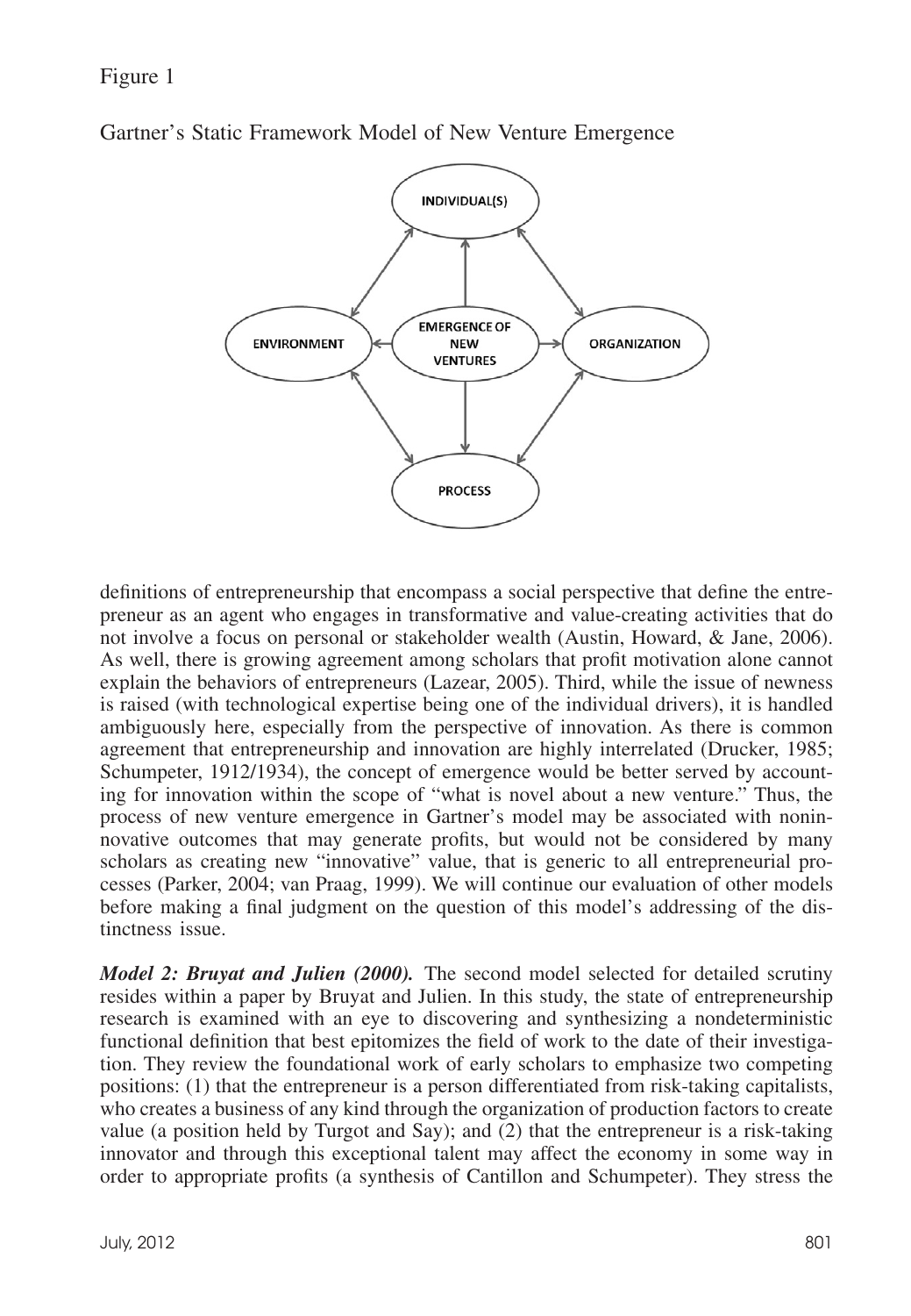Figure 1

Gartner's Static Framework Model of New Venture Emergence

definitions of entrepreneurship that encompass a social perspective that define the entrepreneur as an agent who engages in transformative and value-creating activities that do not involve a focus on personal or stakeholder wealth (Austin, Howard, & Jane, 2006). As well, there is growing agreement among scholars that profit motivation alone cannot explain the behaviors of entrepreneurs (Lazear, 2005). Third, while the issue of newness is raised (with technological expertise being one of the individual drivers), it is handled ambiguously here, especially from the perspective of innovation. As there is common agreement that entrepreneurship and innovation are highly interrelated (Drucker, 1985; Schumpeter, 1912/1934), the concept of emergence would be better served by accounting for innovation within the scope of "what is novel about a new venture." Thus, the process of new venture emergence in Gartner's model may be associated with noninnovative outcomes that may generate profits, but would not be considered by many scholars as creating new "innovative" value, that is generic to all entrepreneurial processes (Parker, 2004; van Praag, 1999). We will continue our evaluation of other models before making a final judgment on the question of this model's addressing of the distinctness issue.

***Model 2: Bruyat and Julien (2000).*** The second model selected for detailed scrutiny resides within a paper by Bruyat and Julien. In this study, the state of entrepreneurship research is examined with an eye to discovering and synthesizing a nondeterministic functional definition that best epitomizes the field of work to the date of their investigation. They review the foundational work of early scholars to emphasize two competing positions: (1) that the entrepreneur is a person differentiated from risk-taking capitalists, who creates a business of any kind through the organization of production factors to create value (a position held by Turgot and Say); and (2) that the entrepreneur is a risk-taking innovator and through this exceptional talent may affect the economy in some way in order to appropriate profits (a synthesis of Cantillon and Schumpeter). They stress the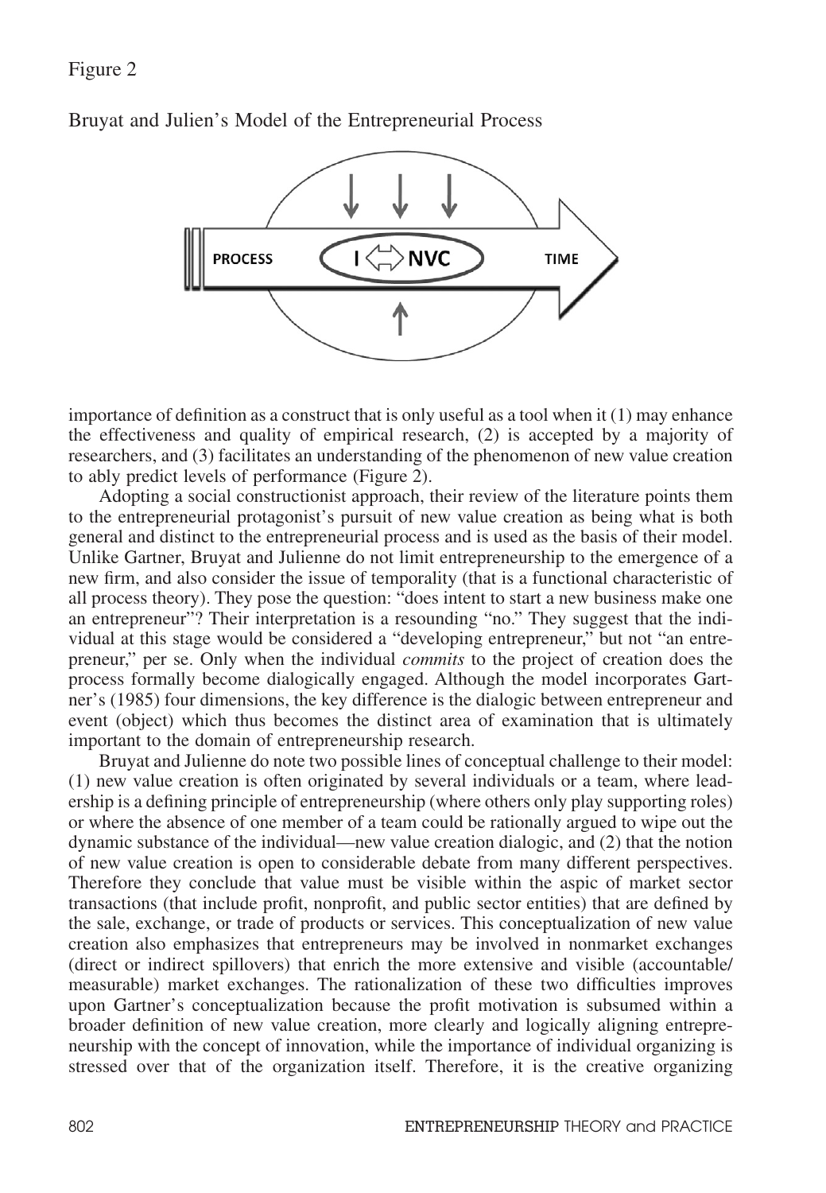Figure 2

Bruyat and Julien's Model of the Entrepreneurial Process

PROCESS

I ⟺ NVC

TIME

importance of definition as a construct that is only useful as a tool when it (1) may enhance the effectiveness and quality of empirical research, (2) is accepted by a majority of researchers, and (3) facilitates an understanding of the phenomenon of new value creation to ably predict levels of performance (Figure 2).

Adopting a social constructionist approach, their review of the literature points them to the entrepreneurial protagonist's pursuit of new value creation as being what is both general and distinct to the entrepreneurial process and is used as the basis of their model. Unlike Gartner, Bruyat and Julienne do not limit entrepreneurship to the emergence of a new firm, and also consider the issue of temporality (that is a functional characteristic of all process theory). They pose the question: "does intent to start a new business make one an entrepreneur"? Their interpretation is a resounding "no." They suggest that the individual at this stage would be considered a "developing entrepreneur," but not "an entrepreneur," per se. Only when the individual *commits* to the project of creation does the process formally become dialogically engaged. Although the model incorporates Gartner's (1985) four dimensions, the key difference is the dialogic between entrepreneur and event (object) which thus becomes the distinct area of examination that is ultimately important to the domain of entrepreneurship research.

Bruyat and Julienne do note two possible lines of conceptual challenge to their model: (1) new value creation is often originated by several individuals or a team, where leadership is a defining principle of entrepreneurship (where others only play supporting roles) or where the absence of one member of a team could be rationally argued to wipe out the dynamic substance of the individual—new value creation dialogic, and (2) that the notion of new value creation is open to considerable debate from many different perspectives. Therefore they conclude that value must be visible within the aspic of market sector transactions (that include profit, nonprofit, and public sector entities) that are defined by the sale, exchange, or trade of products or services. This conceptualization of new value creation also emphasizes that entrepreneurs may be involved in nonmarket exchanges (direct or indirect spillovers) that enrich the more extensive and visible (accountable/measurable) market exchanges. The rationalization of these two difficulties improves upon Gartner's conceptualization because the profit motivation is subsumed within a broader definition of new value creation, more clearly and logically aligning entrepreneurship with the concept of innovation, while the importance of individual organizing is stressed over that of the organization itself. Therefore, it is the creative organizing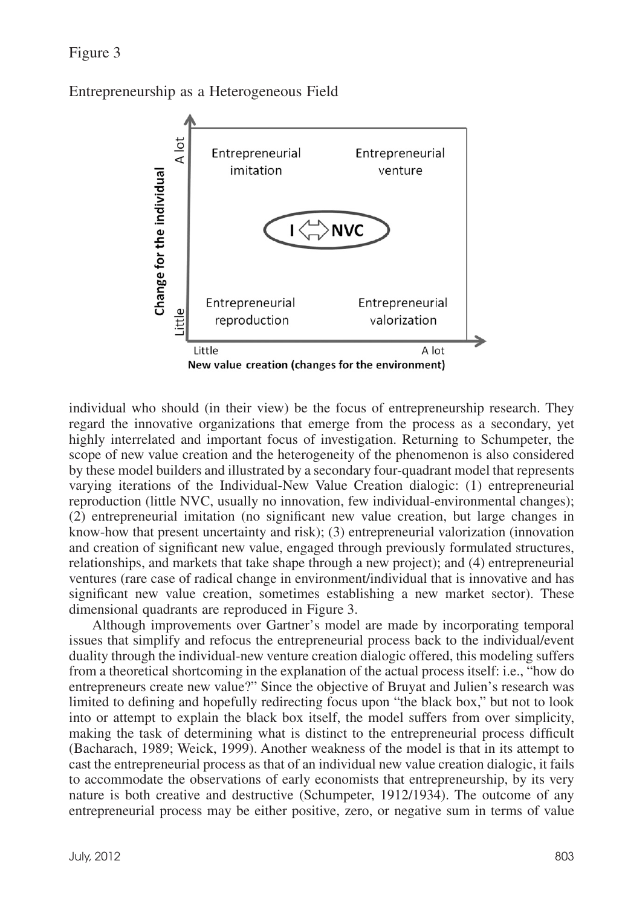Figure 3

Entrepreneurship as a Heterogeneous Field

individual who should (in their view) be the focus of entrepreneurship research. They regard the innovative organizations that emerge from the process as a secondary, yet highly interrelated and important focus of investigation. Returning to Schumpeter, the scope of new value creation and the heterogeneity of the phenomenon is also considered by these model builders and illustrated by a secondary four-quadrant model that represents varying iterations of the Individual-New Value Creation dialogic: (1) entrepreneurial reproduction (little NVC, usually no innovation, few individual-environmental changes); (2) entrepreneurial imitation (no significant new value creation, but large changes in know-how that present uncertainty and risk); (3) entrepreneurial valorization (innovation and creation of significant new value, engaged through previously formulated structures, relationships, and markets that take shape through a new project); and (4) entrepreneurial ventures (rare case of radical change in environment/individual that is innovative and has significant new value creation, sometimes establishing a new market sector). These dimensional quadrants are reproduced in Figure 3.

Although improvements over Gartner's model are made by incorporating temporal issues that simplify and refocus the entrepreneurial process back to the individual/event duality through the individual-new venture creation dialogic offered, this modeling suffers from a theoretical shortcoming in the explanation of the actual process itself: i.e., "how do entrepreneurs create new value?" Since the objective of Bruyat and Julien's research was limited to defining and hopefully redirecting focus upon "the black box," but not to look into or attempt to explain the black box itself, the model suffers from over simplicity, making the task of determining what is distinct to the entrepreneurial process difficult (Bacharach, 1989; Weick, 1999). Another weakness of the model is that in its attempt to cast the entrepreneurial process as that of an individual new value creation dialogic, it fails to accommodate the observations of early economists that entrepreneurship, by its very nature is both creative and destructive (Schumpeter, 1912/1934). The outcome of any entrepreneurial process may be either positive, zero, or negative sum in terms of value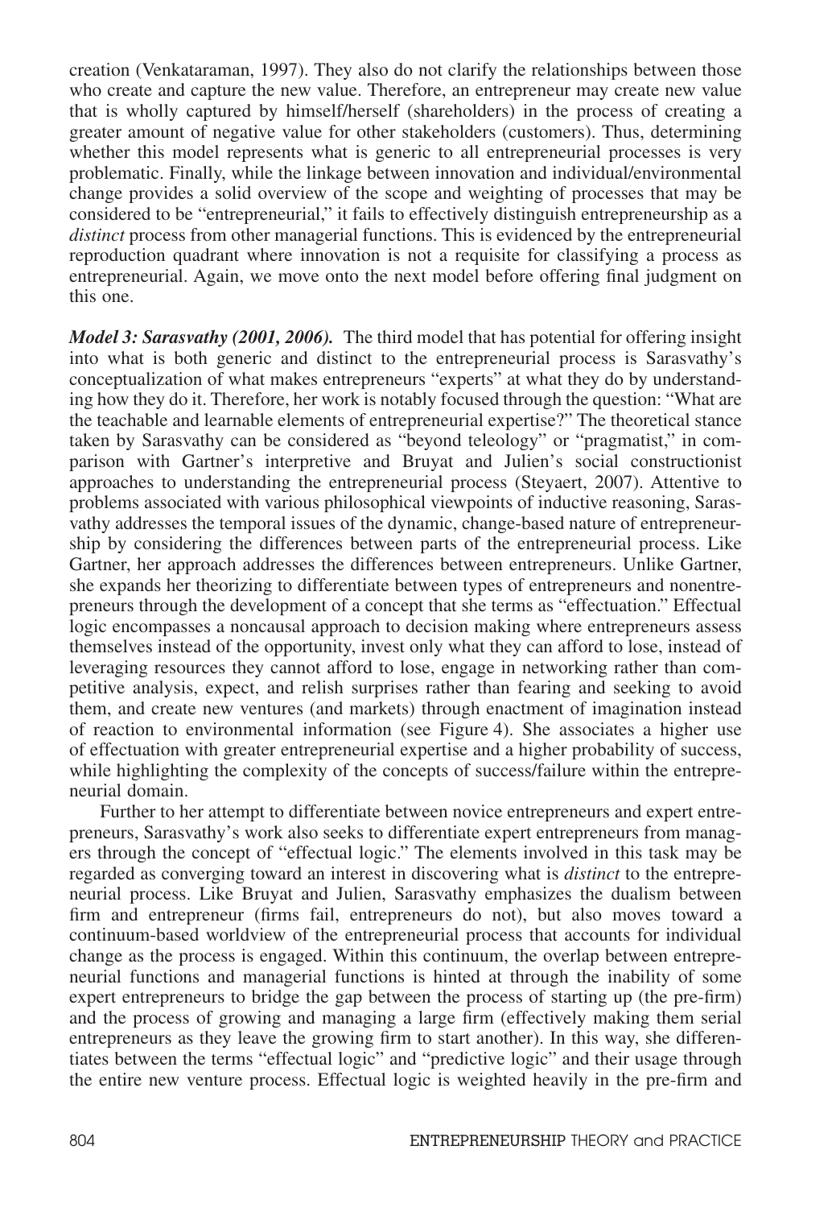creation (Venkataraman, 1997). They also do not clarify the relationships between those who create and capture the new value. Therefore, an entrepreneur may create new value that is wholly captured by himself/herself (shareholders) in the process of creating a greater amount of negative value for other stakeholders (customers). Thus, determining whether this model represents what is generic to all entrepreneurial processes is very problematic. Finally, while the linkage between innovation and individual/environmental change provides a solid overview of the scope and weighting of processes that may be considered to be "entrepreneurial," it fails to effectively distinguish entrepreneurship as a *distinct* process from other managerial functions. This is evidenced by the entrepreneurial reproduction quadrant where innovation is not a requisite for classifying a process as entrepreneurial. Again, we move onto the next model before offering final judgment on this one.

***Model 3: Sarasvathy (2001, 2006).*** The third model that has potential for offering insight into what is both generic and distinct to the entrepreneurial process is Sarasvathy's conceptualization of what makes entrepreneurs "experts" at what they do by understanding how they do it. Therefore, her work is notably focused through the question: "What are the teachable and learnable elements of entrepreneurial expertise?" The theoretical stance taken by Sarasvathy can be considered as "beyond teleology" or "pragmatist," in comparison with Gartner's interpretive and Bruyat and Julien's social constructionist approaches to understanding the entrepreneurial process (Steyaert, 2007). Attentive to problems associated with various philosophical viewpoints of inductive reasoning, Sarasvathy addresses the temporal issues of the dynamic, change-based nature of entrepreneurship by considering the differences between parts of the entrepreneurial process. Like Gartner, her approach addresses the differences between entrepreneurs. Unlike Gartner, she expands her theorizing to differentiate between types of entrepreneurs and nonentrepreneurs through the development of a concept that she terms as "effectuation." Effectual logic encompasses a noncausal approach to decision making where entrepreneurs assess themselves instead of the opportunity, invest only what they can afford to lose, instead of leveraging resources they cannot afford to lose, engage in networking rather than competitive analysis, expect, and relish surprises rather than fearing and seeking to avoid them, and create new ventures (and markets) through enactment of imagination instead of reaction to environmental information (see Figure 4). She associates a higher use of effectuation with greater entrepreneurial expertise and a higher probability of success, while highlighting the complexity of the concepts of success/failure within the entrepreneurial domain.

Further to her attempt to differentiate between novice entrepreneurs and expert entrepreneurs, Sarasvathy's work also seeks to differentiate expert entrepreneurs from managers through the concept of "effectual logic." The elements involved in this task may be regarded as converging toward an interest in discovering what is *distinct* to the entrepreneurial process. Like Bruyat and Julien, Sarasvathy emphasizes the dualism between firm and entrepreneur (firms fail, entrepreneurs do not), but also moves toward a continuum-based worldview of the entrepreneurial process that accounts for individual change as the process is engaged. Within this continuum, the overlap between entrepreneurial functions and managerial functions is hinted at through the inability of some expert entrepreneurs to bridge the gap between the process of starting up (the pre-firm) and the process of growing and managing a large firm (effectively making them serial entrepreneurs as they leave the growing firm to start another). In this way, she differentiates between the terms "effectual logic" and "predictive logic" and their usage through the entire new venture process. Effectual logic is weighted heavily in the pre-firm and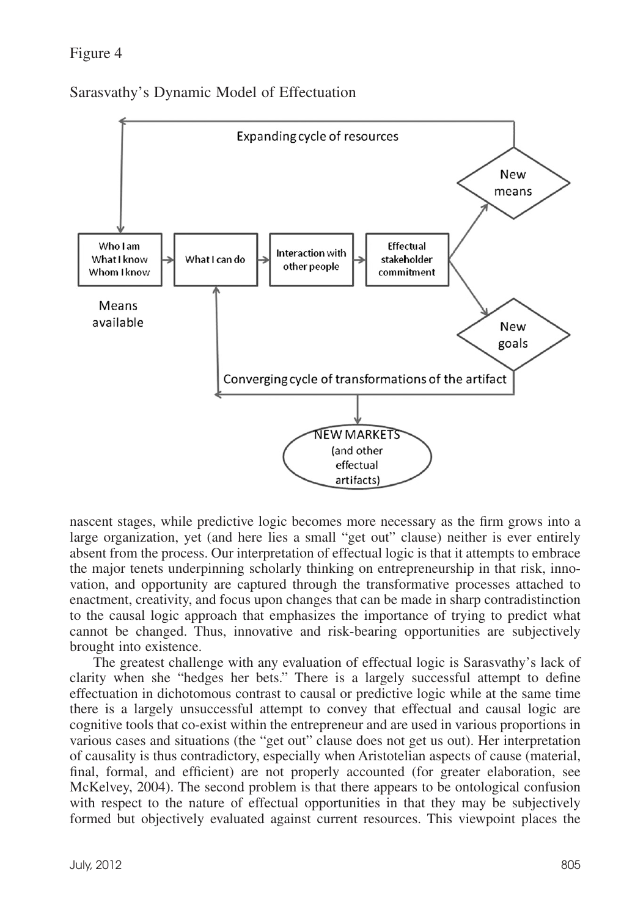Figure 4

Sarasvathy's Dynamic Model of Effectuation

nascent stages, while predictive logic becomes more necessary as the firm grows into a large organization, yet (and here lies a small "get out" clause) neither is ever entirely absent from the process. Our interpretation of effectual logic is that it attempts to embrace the major tenets underpinning scholarly thinking on entrepreneurship in that risk, innovation, and opportunity are captured through the transformative processes attached to enactment, creativity, and focus upon changes that can be made in sharp contradistinction to the causal logic approach that emphasizes the importance of trying to predict what cannot be changed. Thus, innovative and risk-bearing opportunities are subjectively brought into existence.

The greatest challenge with any evaluation of effectual logic is Sarasvathy's lack of clarity when she "hedges her bets." There is a largely successful attempt to define effectuation in dichotomous contrast to causal or predictive logic while at the same time there is a largely unsuccessful attempt to convey that effectual and causal logic are cognitive tools that co-exist within the entrepreneur and are used in various proportions in various cases and situations (the "get out" clause does not get us out). Her interpretation of causality is thus contradictory, especially when Aristotelian aspects of cause (material, final, formal, and efficient) are not properly accounted (for greater elaboration, see McKelvey, 2004). The second problem is that there appears to be ontological confusion with respect to the nature of effectual opportunities in that they may be subjectively formed but objectively evaluated against current resources. This viewpoint places the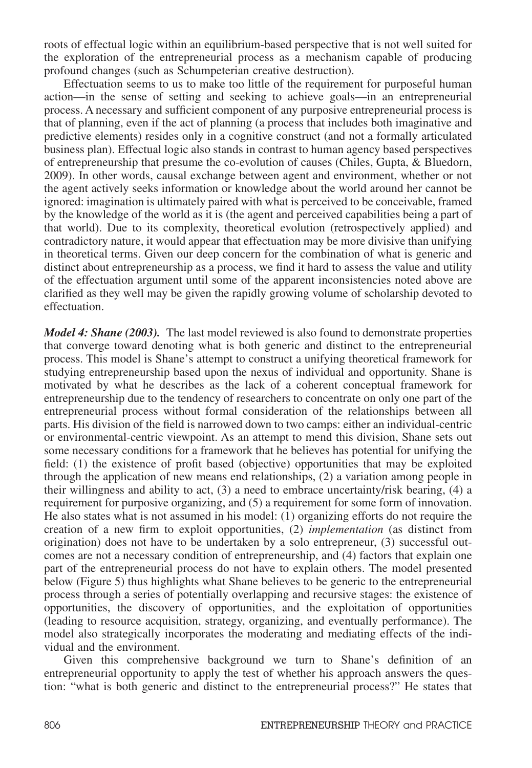roots of effectual logic within an equilibrium-based perspective that is not well suited for the exploration of the entrepreneurial process as a mechanism capable of producing profound changes (such as Schumpeterian creative destruction).

Effectuation seems to us to make too little of the requirement for purposeful human action—in the sense of setting and seeking to achieve goals—in an entrepreneurial process. A necessary and sufficient component of any purposive entrepreneurial process is that of planning, even if the act of planning (a process that includes both imaginative and predictive elements) resides only in a cognitive construct (and not a formally articulated business plan). Effectual logic also stands in contrast to human agency based perspectives of entrepreneurship that presume the co-evolution of causes (Chiles, Gupta, & Bluedorn, 2009). In other words, causal exchange between agent and environment, whether or not the agent actively seeks information or knowledge about the world around her cannot be ignored: imagination is ultimately paired with what is perceived to be conceivable, framed by the knowledge of the world as it is (the agent and perceived capabilities being a part of that world). Due to its complexity, theoretical evolution (retrospectively applied) and contradictory nature, it would appear that effectuation may be more divisive than unifying in theoretical terms. Given our deep concern for the combination of what is generic and distinct about entrepreneurship as a process, we find it hard to assess the value and utility of the effectuation argument until some of the apparent inconsistencies noted above are clarified as they well may be given the rapidly growing volume of scholarship devoted to effectuation.

***Model 4: Shane (2003).*** The last model reviewed is also found to demonstrate properties that converge toward denoting what is both generic and distinct to the entrepreneurial process. This model is Shane's attempt to construct a unifying theoretical framework for studying entrepreneurship based upon the nexus of individual and opportunity. Shane is motivated by what he describes as the lack of a coherent conceptual framework for entrepreneurship due to the tendency of researchers to concentrate on only one part of the entrepreneurial process without formal consideration of the relationships between all parts. His division of the field is narrowed down to two camps: either an individual-centric or environmental-centric viewpoint. As an attempt to mend this division, Shane sets out some necessary conditions for a framework that he believes has potential for unifying the field: (1) the existence of profit based (objective) opportunities that may be exploited through the application of new means end relationships, (2) a variation among people in their willingness and ability to act, (3) a need to embrace uncertainty/risk bearing, (4) a requirement for purposive organizing, and (5) a requirement for some form of innovation. He also states what is not assumed in his model: (1) organizing efforts do not require the creation of a new firm to exploit opportunities, (2) *implementation* (as distinct from origination) does not have to be undertaken by a solo entrepreneur, (3) successful outcomes are not a necessary condition of entrepreneurship, and (4) factors that explain one part of the entrepreneurial process do not have to explain others. The model presented below (Figure 5) thus highlights what Shane believes to be generic to the entrepreneurial process through a series of potentially overlapping and recursive stages: the existence of opportunities, the discovery of opportunities, and the exploitation of opportunities (leading to resource acquisition, strategy, organizing, and eventually performance). The model also strategically incorporates the moderating and mediating effects of the individual and the environment.

Given this comprehensive background we turn to Shane's definition of an entrepreneurial opportunity to apply the test of whether his approach answers the question: "what is both generic and distinct to the entrepreneurial process?" He states that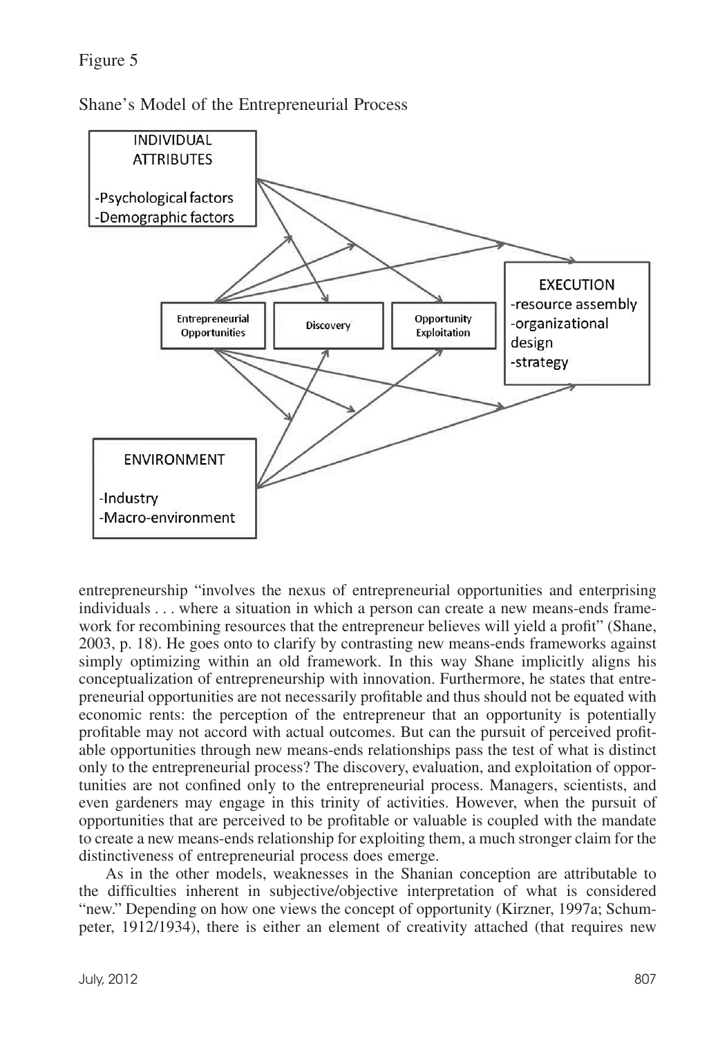Figure 5

Shane's Model of the Entrepreneurial Process

entrepreneurship "involves the nexus of entrepreneurial opportunities and enterprising individuals . . . where a situation in which a person can create a new means-ends framework for recombining resources that the entrepreneur believes will yield a profit" (Shane, 2003, p. 18). He goes onto to clarify by contrasting new means-ends frameworks against simply optimizing within an old framework. In this way Shane implicitly aligns his conceptualization of entrepreneurship with innovation. Furthermore, he states that entrepreneurial opportunities are not necessarily profitable and thus should not be equated with economic rents: the perception of the entrepreneur that an opportunity is potentially profitable may not accord with actual outcomes. But can the pursuit of perceived profitable opportunities through new means-ends relationships pass the test of what is distinct only to the entrepreneurial process? The discovery, evaluation, and exploitation of opportunities are not confined only to the entrepreneurial process. Managers, scientists, and even gardeners may engage in this trinity of activities. However, when the pursuit of opportunities that are perceived to be profitable or valuable is coupled with the mandate to create a new means-ends relationship for exploiting them, a much stronger claim for the distinctiveness of entrepreneurial process does emerge.

As in the other models, weaknesses in the Shanian conception are attributable to the difficulties inherent in subjective/objective interpretation of what is considered "new." Depending on how one views the concept of opportunity (Kirzner, 1997a; Schumpeter, 1912/1934), there is either an element of creativity attached (that requires new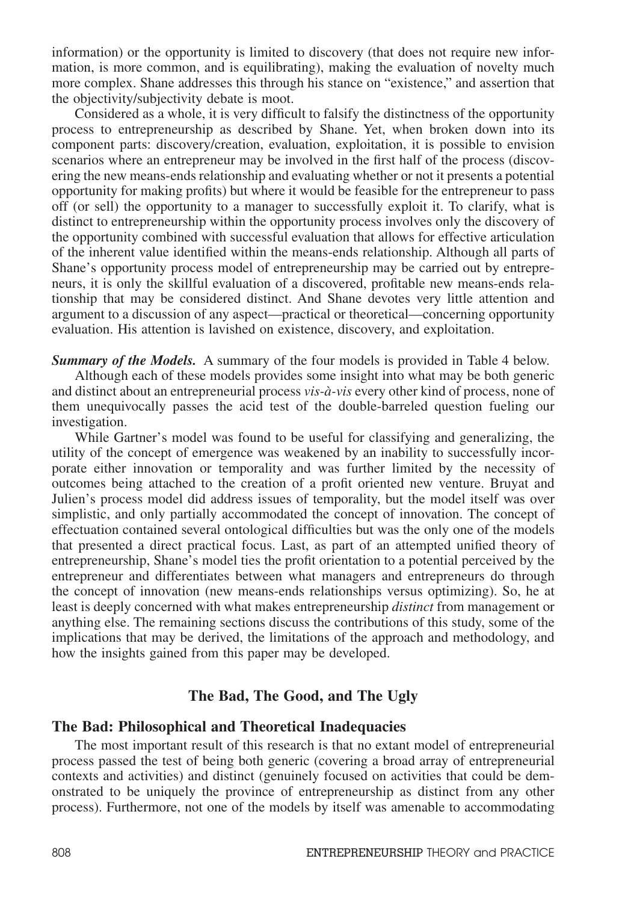information) or the opportunity is limited to discovery (that does not require new information, is more common, and is equilibrating), making the evaluation of novelty much more complex. Shane addresses this through his stance on "existence," and assertion that the objectivity/subjectivity debate is moot.

Considered as a whole, it is very difficult to falsify the distinctness of the opportunity process to entrepreneurship as described by Shane. Yet, when broken down into its component parts: discovery/creation, evaluation, exploitation, it is possible to envision scenarios where an entrepreneur may be involved in the first half of the process (discovering the new means-ends relationship and evaluating whether or not it presents a potential opportunity for making profits) but where it would be feasible for the entrepreneur to pass off (or sell) the opportunity to a manager to successfully exploit it. To clarify, what is distinct to entrepreneurship within the opportunity process involves only the discovery of the opportunity combined with successful evaluation that allows for effective articulation of the inherent value identified within the means-ends relationship. Although all parts of Shane's opportunity process model of entrepreneurship may be carried out by entrepreneurs, it is only the skillful evaluation of a discovered, profitable new means-ends relationship that may be considered distinct. And Shane devotes very little attention and argument to a discussion of any aspect—practical or theoretical—concerning opportunity evaluation. His attention is lavished on existence, discovery, and exploitation.

***Summary of the Models.*** A summary of the four models is provided in Table 4 below.

Although each of these models provides some insight into what may be both generic and distinct about an entrepreneurial process *vis-à-vis* every other kind of process, none of them unequivocally passes the acid test of the double-barreled question fueling our investigation.

While Gartner's model was found to be useful for classifying and generalizing, the utility of the concept of emergence was weakened by an inability to successfully incorporate either innovation or temporality and was further limited by the necessity of outcomes being attached to the creation of a profit oriented new venture. Bruyat and Julien's process model did address issues of temporality, but the model itself was over simplistic, and only partially accommodated the concept of innovation. The concept of effectuation contained several ontological difficulties but was the only one of the models that presented a direct practical focus. Last, as part of an attempted unified theory of entrepreneurship, Shane's model ties the profit orientation to a potential perceived by the entrepreneur and differentiates between what managers and entrepreneurs do through the concept of innovation (new means-ends relationships versus optimizing). So, he at least is deeply concerned with what makes entrepreneurship *distinct* from management or anything else. The remaining sections discuss the contributions of this study, some of the implications that may be derived, the limitations of the approach and methodology, and how the insights gained from this paper may be developed.

## The Bad, The Good, and The Ugly

### The Bad: Philosophical and Theoretical Inadequacies

The most important result of this research is that no extant model of entrepreneurial process passed the test of being both generic (covering a broad array of entrepreneurial contexts and activities) and distinct (genuinely focused on activities that could be demonstrated to be uniquely the province of entrepreneurship as distinct from any other process). Furthermore, not one of the models by itself was amenable to accommodating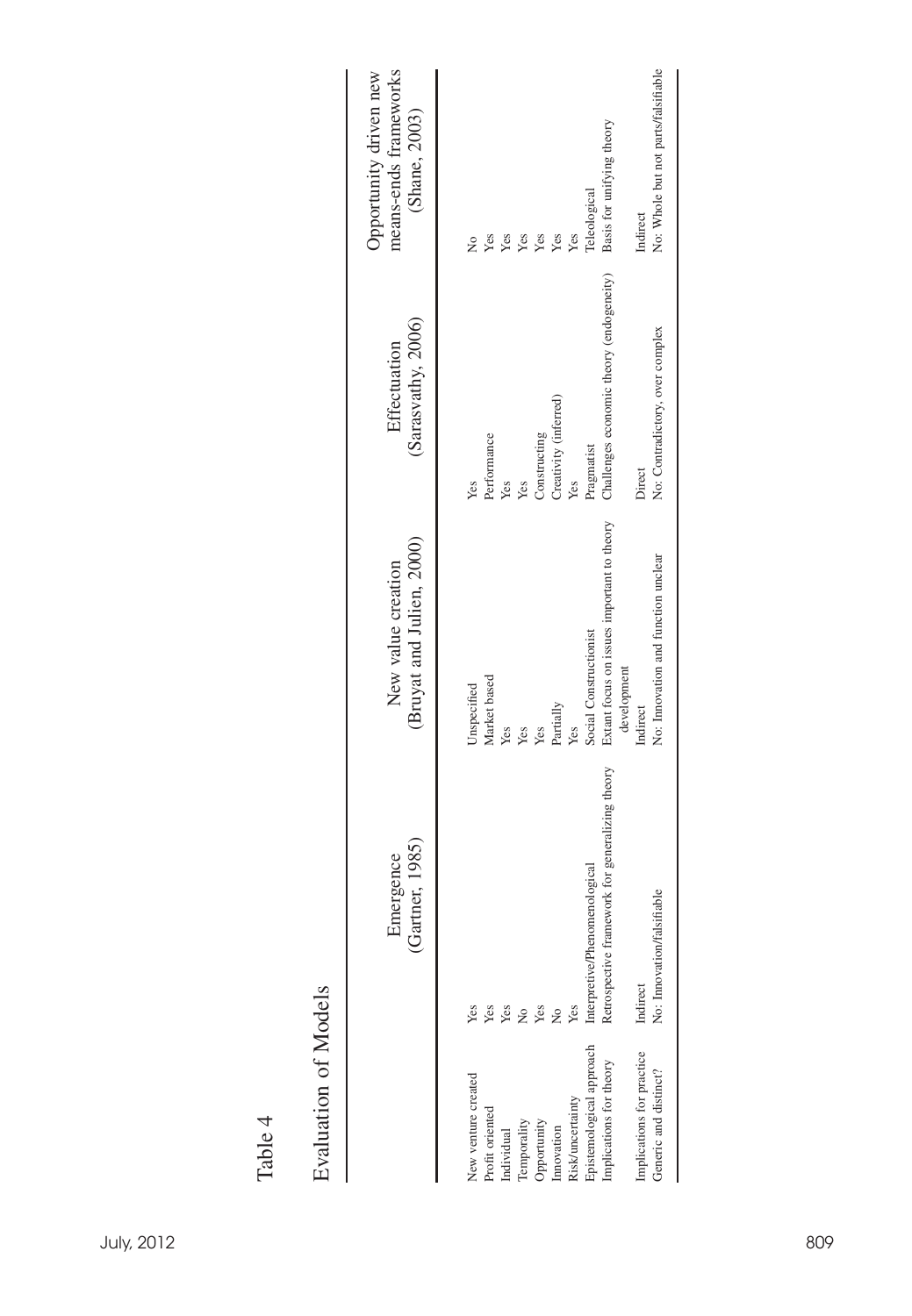Table 4

Evaluation of Models

| | Emergence (Gartner, 1985) | New value creation (Bruyat and Julien, 2000) | Effectuation (Sarasvathy, 2006) | Opportunity driven new means-ends frameworks (Shane, 2003) |
|---|---|---|---|---|
| New venture created | Yes | Unspecified | Yes | No |
| Profit oriented | Yes | Market based | Performance | Yes |
| Individual | Yes | Yes | Yes | Yes |
| Temporality | No | Yes | Yes | Yes |
| Opportunity | Yes | Yes | Constructing | Yes |
| Innovation | No | Partially | Creativity (inferred) | Yes |
| Risk/uncertainty | Yes | Yes | Yes | Yes |
| Epistemological approach | Interpretive/Phenomenological | Social Constructionist | Pragmatist | Teleological |
| Implications for theory | Retrospective framework for generalizing theory | Extant focus on issues important to theory development | Challenges economic theory (endogeneity) | Basis for unifying theory |
| Implications for practice | Indirect | Indirect | Direct | Indirect |
| Generic and distinct? | No: Innovation/falsifiable | No: Innovation and function unclear | No: Contradictory, over complex | No: Whole but not parts/falsifiable |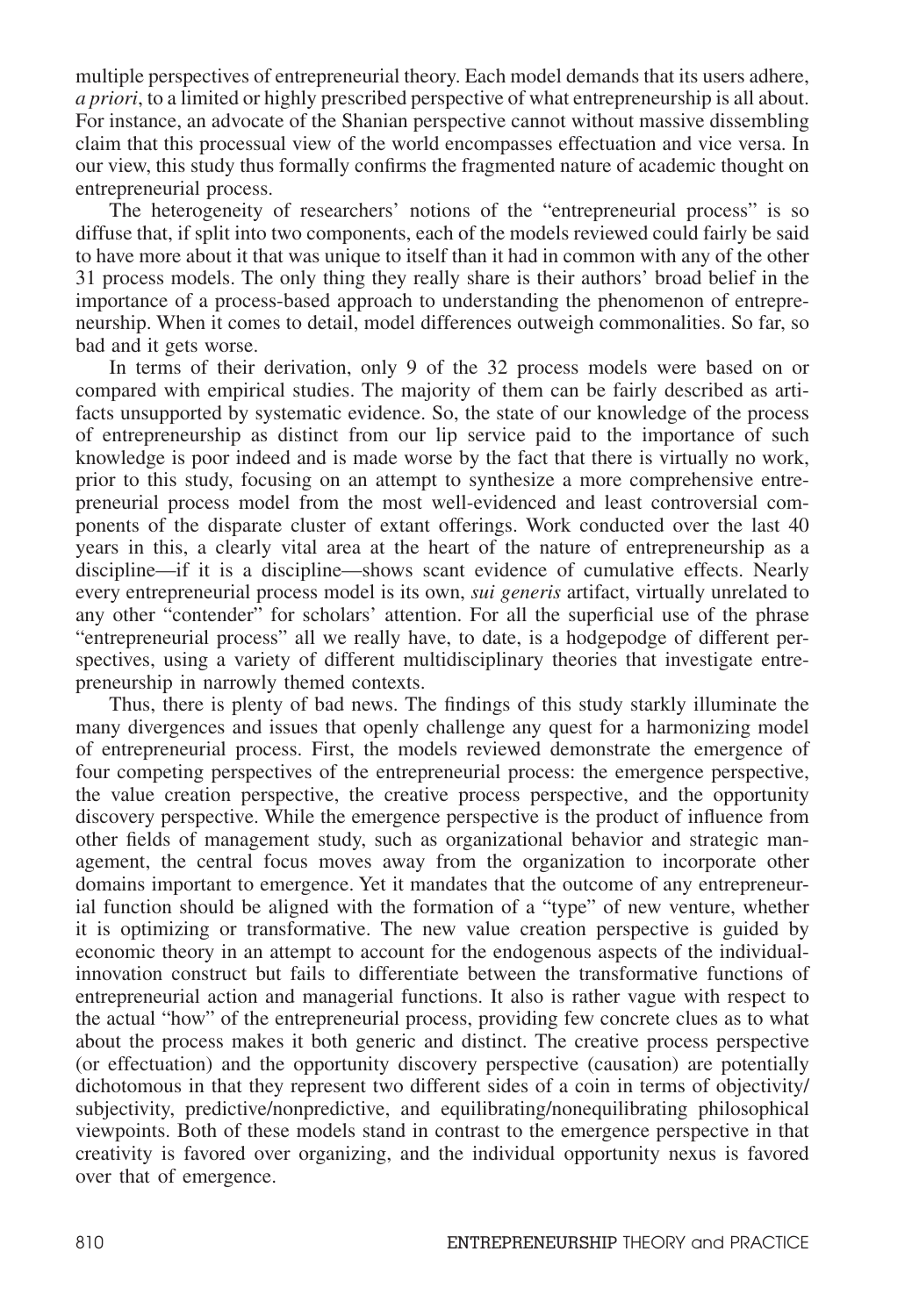multiple perspectives of entrepreneurial theory. Each model demands that its users adhere, *a priori*, to a limited or highly prescribed perspective of what entrepreneurship is all about. For instance, an advocate of the Shanian perspective cannot without massive dissembling claim that this processual view of the world encompasses effectuation and vice versa. In our view, this study thus formally confirms the fragmented nature of academic thought on entrepreneurial process.

The heterogeneity of researchers' notions of the "entrepreneurial process" is so diffuse that, if split into two components, each of the models reviewed could fairly be said to have more about it that was unique to itself than it had in common with any of the other 31 process models. The only thing they really share is their authors' broad belief in the importance of a process-based approach to understanding the phenomenon of entrepreneurship. When it comes to detail, model differences outweigh commonalities. So far, so bad and it gets worse.

In terms of their derivation, only 9 of the 32 process models were based on or compared with empirical studies. The majority of them can be fairly described as artifacts unsupported by systematic evidence. So, the state of our knowledge of the process of entrepreneurship as distinct from our lip service paid to the importance of such knowledge is poor indeed and is made worse by the fact that there is virtually no work, prior to this study, focusing on an attempt to synthesize a more comprehensive entrepreneurial process model from the most well-evidenced and least controversial components of the disparate cluster of extant offerings. Work conducted over the last 40 years in this, a clearly vital area at the heart of the nature of entrepreneurship as a discipline—if it is a discipline—shows scant evidence of cumulative effects. Nearly every entrepreneurial process model is its own, *sui generis* artifact, virtually unrelated to any other "contender" for scholars' attention. For all the superficial use of the phrase "entrepreneurial process" all we really have, to date, is a hodgepodge of different perspectives, using a variety of different multidisciplinary theories that investigate entrepreneurship in narrowly themed contexts.

Thus, there is plenty of bad news. The findings of this study starkly illuminate the many divergences and issues that openly challenge any quest for a harmonizing model of entrepreneurial process. First, the models reviewed demonstrate the emergence of four competing perspectives of the entrepreneurial process: the emergence perspective, the value creation perspective, the creative process perspective, and the opportunity discovery perspective. While the emergence perspective is the product of influence from other fields of management study, such as organizational behavior and strategic management, the central focus moves away from the organization to incorporate other domains important to emergence. Yet it mandates that the outcome of any entrepreneurial function should be aligned with the formation of a "type" of new venture, whether it is optimizing or transformative. The new value creation perspective is guided by economic theory in an attempt to account for the endogenous aspects of the individual-innovation construct but fails to differentiate between the transformative functions of entrepreneurial action and managerial functions. It also is rather vague with respect to the actual "how" of the entrepreneurial process, providing few concrete clues as to what about the process makes it both generic and distinct. The creative process perspective (or effectuation) and the opportunity discovery perspective (causation) are potentially dichotomous in that they represent two different sides of a coin in terms of objectivity/subjectivity, predictive/nonpredictive, and equilibrating/nonequilibrating philosophical viewpoints. Both of these models stand in contrast to the emergence perspective in that creativity is favored over organizing, and the individual opportunity nexus is favored over that of emergence.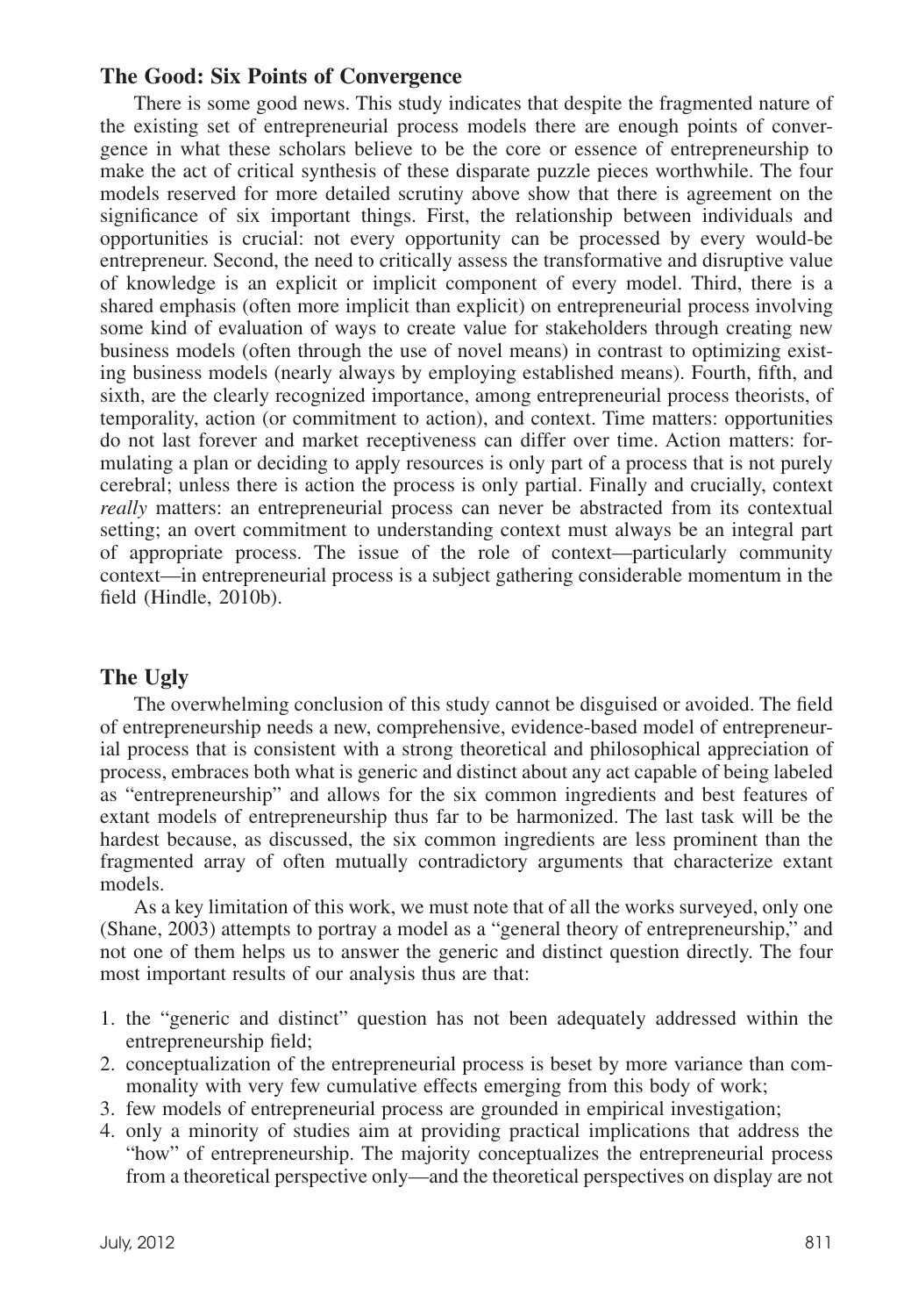## The Good: Six Points of Convergence

There is some good news. This study indicates that despite the fragmented nature of the existing set of entrepreneurial process models there are enough points of convergence in what these scholars believe to be the core or essence of entrepreneurship to make the act of critical synthesis of these disparate puzzle pieces worthwhile. The four models reserved for more detailed scrutiny above show that there is agreement on the significance of six important things. First, the relationship between individuals and opportunities is crucial: not every opportunity can be processed by every would-be entrepreneur. Second, the need to critically assess the transformative and disruptive value of knowledge is an explicit or implicit component of every model. Third, there is a shared emphasis (often more implicit than explicit) on entrepreneurial process involving some kind of evaluation of ways to create value for stakeholders through creating new business models (often through the use of novel means) in contrast to optimizing existing business models (nearly always by employing established means). Fourth, fifth, and sixth, are the clearly recognized importance, among entrepreneurial process theorists, of temporality, action (or commitment to action), and context. Time matters: opportunities do not last forever and market receptiveness can differ over time. Action matters: formulating a plan or deciding to apply resources is only part of a process that is not purely cerebral; unless there is action the process is only partial. Finally and crucially, context *really* matters: an entrepreneurial process can never be abstracted from its contextual setting; an overt commitment to understanding context must always be an integral part of appropriate process. The issue of the role of context—particularly community context—in entrepreneurial process is a subject gathering considerable momentum in the field (Hindle, 2010b).

## The Ugly

The overwhelming conclusion of this study cannot be disguised or avoided. The field of entrepreneurship needs a new, comprehensive, evidence-based model of entrepreneurial process that is consistent with a strong theoretical and philosophical appreciation of process, embraces both what is generic and distinct about any act capable of being labeled as "entrepreneurship" and allows for the six common ingredients and best features of extant models of entrepreneurship thus far to be harmonized. The last task will be the hardest because, as discussed, the six common ingredients are less prominent than the fragmented array of often mutually contradictory arguments that characterize extant models.

As a key limitation of this work, we must note that of all the works surveyed, only one (Shane, 2003) attempts to portray a model as a "general theory of entrepreneurship," and not one of them helps us to answer the generic and distinct question directly. The four most important results of our analysis thus are that:

1. the "generic and distinct" question has not been adequately addressed within the entrepreneurship field;
2. conceptualization of the entrepreneurial process is beset by more variance than commonality with very few cumulative effects emerging from this body of work;
3. few models of entrepreneurial process are grounded in empirical investigation;
4. only a minority of studies aim at providing practical implications that address the "how" of entrepreneurship. The majority conceptualizes the entrepreneurial process from a theoretical perspective only—and the theoretical perspectives on display are not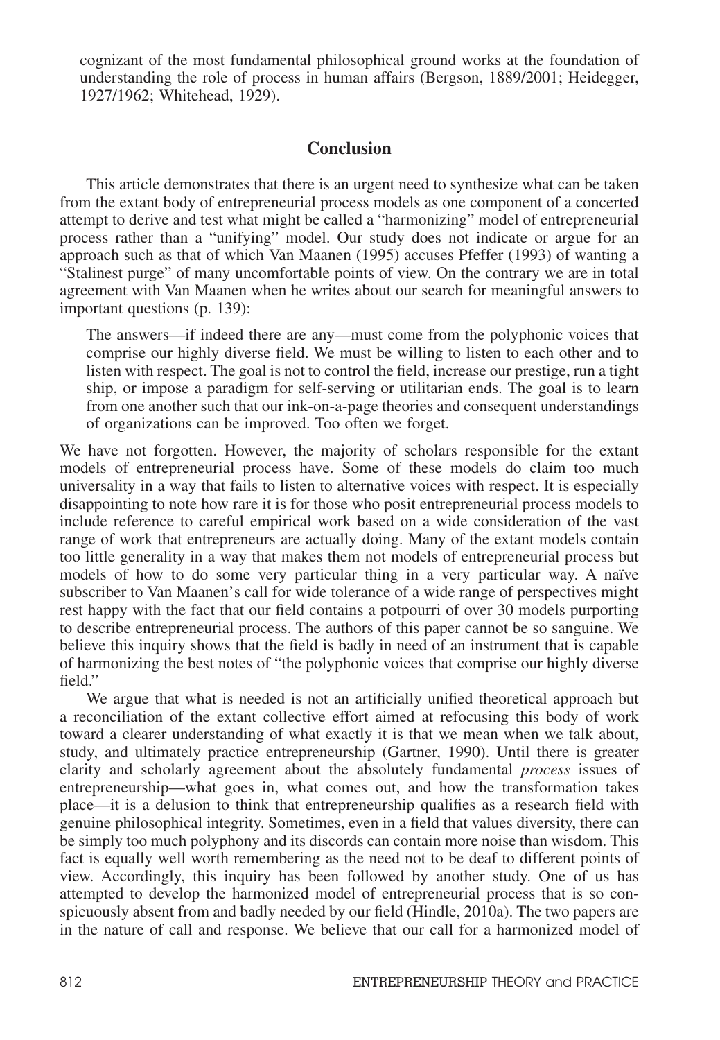cognizant of the most fundamental philosophical ground works at the foundation of understanding the role of process in human affairs (Bergson, 1889/2001; Heidegger, 1927/1962; Whitehead, 1929).

## Conclusion

This article demonstrates that there is an urgent need to synthesize what can be taken from the extant body of entrepreneurial process models as one component of a concerted attempt to derive and test what might be called a "harmonizing" model of entrepreneurial process rather than a "unifying" model. Our study does not indicate or argue for an approach such as that of which Van Maanen (1995) accuses Pfeffer (1993) of wanting a "Stalinest purge" of many uncomfortable points of view. On the contrary we are in total agreement with Van Maanen when he writes about our search for meaningful answers to important questions (p. 139):

> The answers—if indeed there are any—must come from the polyphonic voices that comprise our highly diverse field. We must be willing to listen to each other and to listen with respect. The goal is not to control the field, increase our prestige, run a tight ship, or impose a paradigm for self-serving or utilitarian ends. The goal is to learn from one another such that our ink-on-a-page theories and consequent understandings of organizations can be improved. Too often we forget.

We have not forgotten. However, the majority of scholars responsible for the extant models of entrepreneurial process have. Some of these models do claim too much universality in a way that fails to listen to alternative voices with respect. It is especially disappointing to note how rare it is for those who posit entrepreneurial process models to include reference to careful empirical work based on a wide consideration of the vast range of work that entrepreneurs are actually doing. Many of the extant models contain too little generality in a way that makes them not models of entrepreneurial process but models of how to do some very particular thing in a very particular way. A naïve subscriber to Van Maanen's call for wide tolerance of a wide range of perspectives might rest happy with the fact that our field contains a potpourri of over 30 models purporting to describe entrepreneurial process. The authors of this paper cannot be so sanguine. We believe this inquiry shows that the field is badly in need of an instrument that is capable of harmonizing the best notes of "the polyphonic voices that comprise our highly diverse field."

We argue that what is needed is not an artificially unified theoretical approach but a reconciliation of the extant collective effort aimed at refocusing this body of work toward a clearer understanding of what exactly it is that we mean when we talk about, study, and ultimately practice entrepreneurship (Gartner, 1990). Until there is greater clarity and scholarly agreement about the absolutely fundamental *process* issues of entrepreneurship—what goes in, what comes out, and how the transformation takes place—it is a delusion to think that entrepreneurship qualifies as a research field with genuine philosophical integrity. Sometimes, even in a field that values diversity, there can be simply too much polyphony and its discords can contain more noise than wisdom. This fact is equally well worth remembering as the need not to be deaf to different points of view. Accordingly, this inquiry has been followed by another study. One of us has attempted to develop the harmonized model of entrepreneurial process that is so conspicuously absent from and badly needed by our field (Hindle, 2010a). The two papers are in the nature of call and response. We believe that our call for a harmonized model of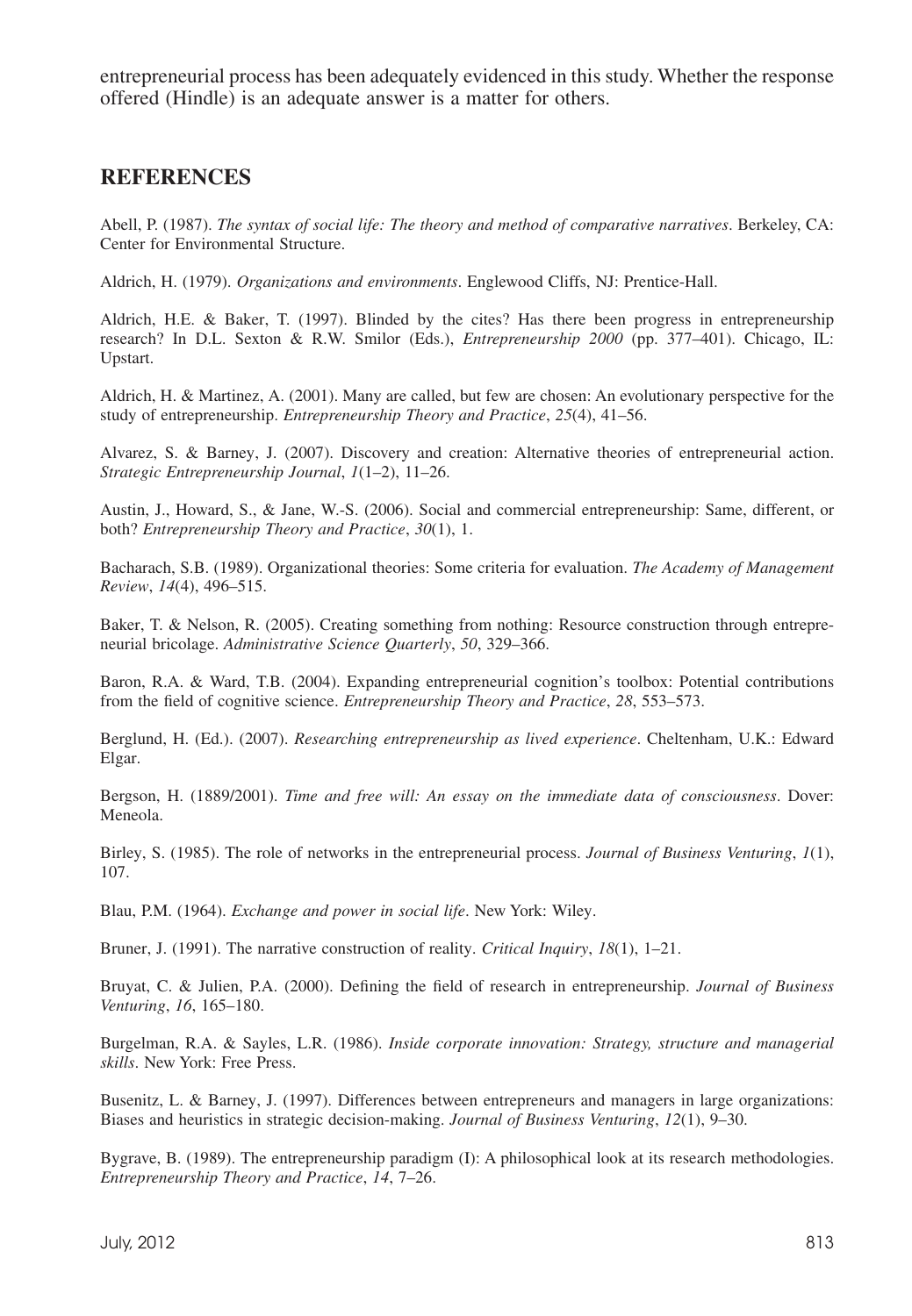entrepreneurial process has been adequately evidenced in this study. Whether the response offered (Hindle) is an adequate answer is a matter for others.

## REFERENCES

Abell, P. (1987). *The syntax of social life: The theory and method of comparative narratives*. Berkeley, CA: Center for Environmental Structure.

Aldrich, H. (1979). *Organizations and environments*. Englewood Cliffs, NJ: Prentice-Hall.

Aldrich, H.E. & Baker, T. (1997). Blinded by the cites? Has there been progress in entrepreneurship research? In D.L. Sexton & R.W. Smilor (Eds.), *Entrepreneurship 2000* (pp. 377–401). Chicago, IL: Upstart.

Aldrich, H. & Martinez, A. (2001). Many are called, but few are chosen: An evolutionary perspective for the study of entrepreneurship. *Entrepreneurship Theory and Practice*, *25*(4), 41–56.

Alvarez, S. & Barney, J. (2007). Discovery and creation: Alternative theories of entrepreneurial action. *Strategic Entrepreneurship Journal*, *1*(1–2), 11–26.

Austin, J., Howard, S., & Jane, W.-S. (2006). Social and commercial entrepreneurship: Same, different, or both? *Entrepreneurship Theory and Practice*, *30*(1), 1.

Bacharach, S.B. (1989). Organizational theories: Some criteria for evaluation. *The Academy of Management Review*, *14*(4), 496–515.

Baker, T. & Nelson, R. (2005). Creating something from nothing: Resource construction through entrepreneurial bricolage. *Administrative Science Quarterly*, *50*, 329–366.

Baron, R.A. & Ward, T.B. (2004). Expanding entrepreneurial cognition's toolbox: Potential contributions from the field of cognitive science. *Entrepreneurship Theory and Practice*, *28*, 553–573.

Berglund, H. (Ed.). (2007). *Researching entrepreneurship as lived experience*. Cheltenham, U.K.: Edward Elgar.

Bergson, H. (1889/2001). *Time and free will: An essay on the immediate data of consciousness*. Dover: Meneola.

Birley, S. (1985). The role of networks in the entrepreneurial process. *Journal of Business Venturing*, *1*(1), 107.

Blau, P.M. (1964). *Exchange and power in social life*. New York: Wiley.

Bruner, J. (1991). The narrative construction of reality. *Critical Inquiry*, *18*(1), 1–21.

Bruyat, C. & Julien, P.A. (2000). Defining the field of research in entrepreneurship. *Journal of Business Venturing*, *16*, 165–180.

Burgelman, R.A. & Sayles, L.R. (1986). *Inside corporate innovation: Strategy, structure and managerial skills*. New York: Free Press.

Busenitz, L. & Barney, J. (1997). Differences between entrepreneurs and managers in large organizations: Biases and heuristics in strategic decision-making. *Journal of Business Venturing*, *12*(1), 9–30.

Bygrave, B. (1989). The entrepreneurship paradigm (I): A philosophical look at its research methodologies. *Entrepreneurship Theory and Practice*, *14*, 7–26.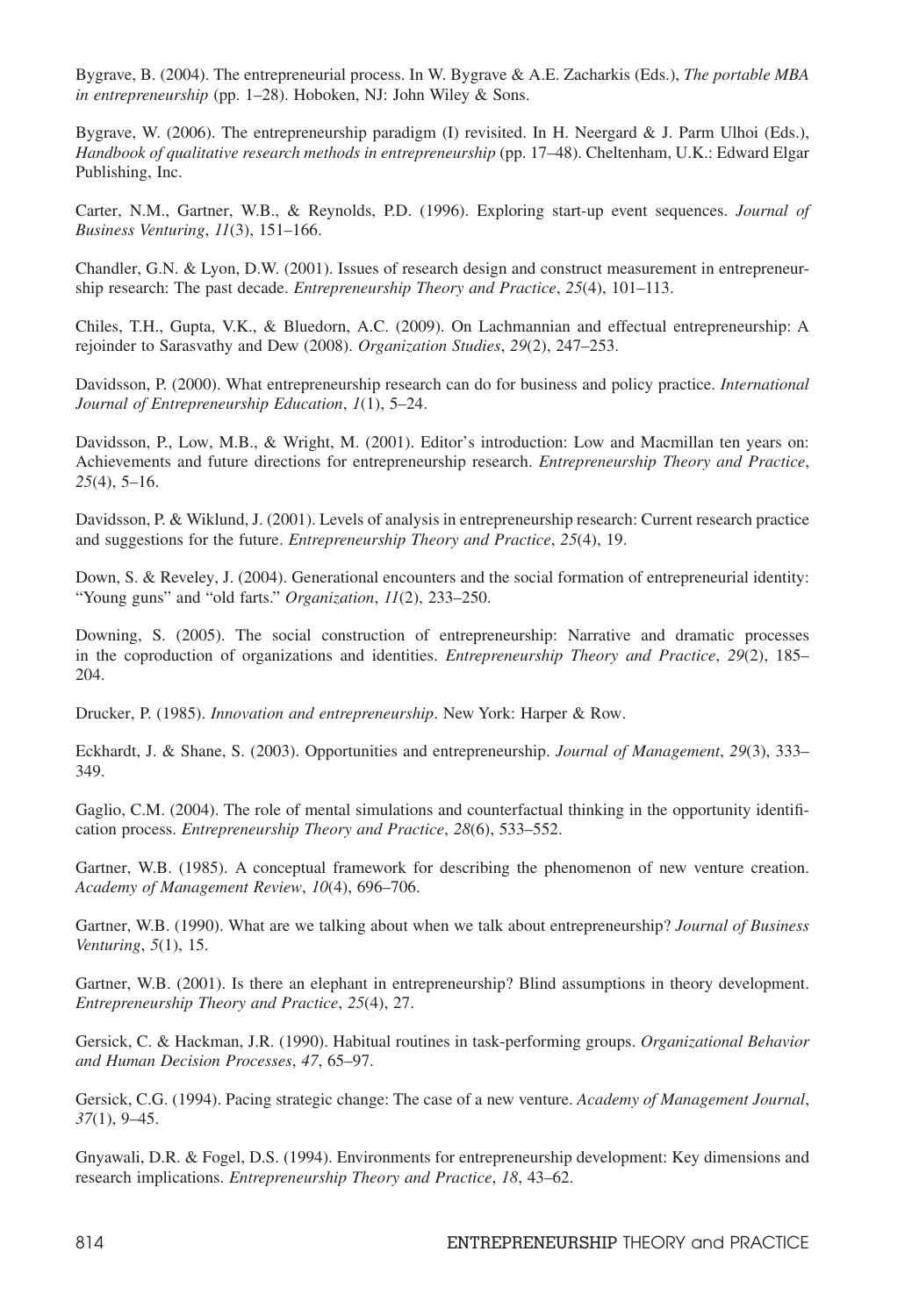Bygrave, B. (2004). The entrepreneurial process. In W. Bygrave & A.E. Zacharkis (Eds.), *The portable MBA in entrepreneurship* (pp. 1–28). Hoboken, NJ: John Wiley & Sons.

Bygrave, W. (2006). The entrepreneurship paradigm (I) revisited. In H. Neergard & J. Parm Ulhoi (Eds.), *Handbook of qualitative research methods in entrepreneurship* (pp. 17–48). Cheltenham, U.K.: Edward Elgar Publishing, Inc.

Carter, N.M., Gartner, W.B., & Reynolds, P.D. (1996). Exploring start-up event sequences. *Journal of Business Venturing*, *11*(3), 151–166.

Chandler, G.N. & Lyon, D.W. (2001). Issues of research design and construct measurement in entrepreneurship research: The past decade. *Entrepreneurship Theory and Practice*, *25*(4), 101–113.

Chiles, T.H., Gupta, V.K., & Bluedorn, A.C. (2009). On Lachmannian and effectual entrepreneurship: A rejoinder to Sarasvathy and Dew (2008). *Organization Studies*, *29*(2), 247–253.

Davidsson, P. (2000). What entrepreneurship research can do for business and policy practice. *International Journal of Entrepreneurship Education*, *1*(1), 5–24.

Davidsson, P., Low, M.B., & Wright, M. (2001). Editor's introduction: Low and Macmillan ten years on: Achievements and future directions for entrepreneurship research. *Entrepreneurship Theory and Practice*, *25*(4), 5–16.

Davidsson, P. & Wiklund, J. (2001). Levels of analysis in entrepreneurship research: Current research practice and suggestions for the future. *Entrepreneurship Theory and Practice*, *25*(4), 19.

Down, S. & Reveley, J. (2004). Generational encounters and the social formation of entrepreneurial identity: "Young guns" and "old farts." *Organization*, *11*(2), 233–250.

Downing, S. (2005). The social construction of entrepreneurship: Narrative and dramatic processes in the coproduction of organizations and identities. *Entrepreneurship Theory and Practice*, *29*(2), 185–204.

Drucker, P. (1985). *Innovation and entrepreneurship*. New York: Harper & Row.

Eckhardt, J. & Shane, S. (2003). Opportunities and entrepreneurship. *Journal of Management*, *29*(3), 333–349.

Gaglio, C.M. (2004). The role of mental simulations and counterfactual thinking in the opportunity identification process. *Entrepreneurship Theory and Practice*, *28*(6), 533–552.

Gartner, W.B. (1985). A conceptual framework for describing the phenomenon of new venture creation. *Academy of Management Review*, *10*(4), 696–706.

Gartner, W.B. (1990). What are we talking about when we talk about entrepreneurship? *Journal of Business Venturing*, *5*(1), 15.

Gartner, W.B. (2001). Is there an elephant in entrepreneurship? Blind assumptions in theory development. *Entrepreneurship Theory and Practice*, *25*(4), 27.

Gersick, C. & Hackman, J.R. (1990). Habitual routines in task-performing groups. *Organizational Behavior and Human Decision Processes*, *47*, 65–97.

Gersick, C.G. (1994). Pacing strategic change: The case of a new venture. *Academy of Management Journal*, *37*(1), 9–45.

Gnyawali, D.R. & Fogel, D.S. (1994). Environments for entrepreneurship development: Key dimensions and research implications. *Entrepreneurship Theory and Practice*, *18*, 43–62.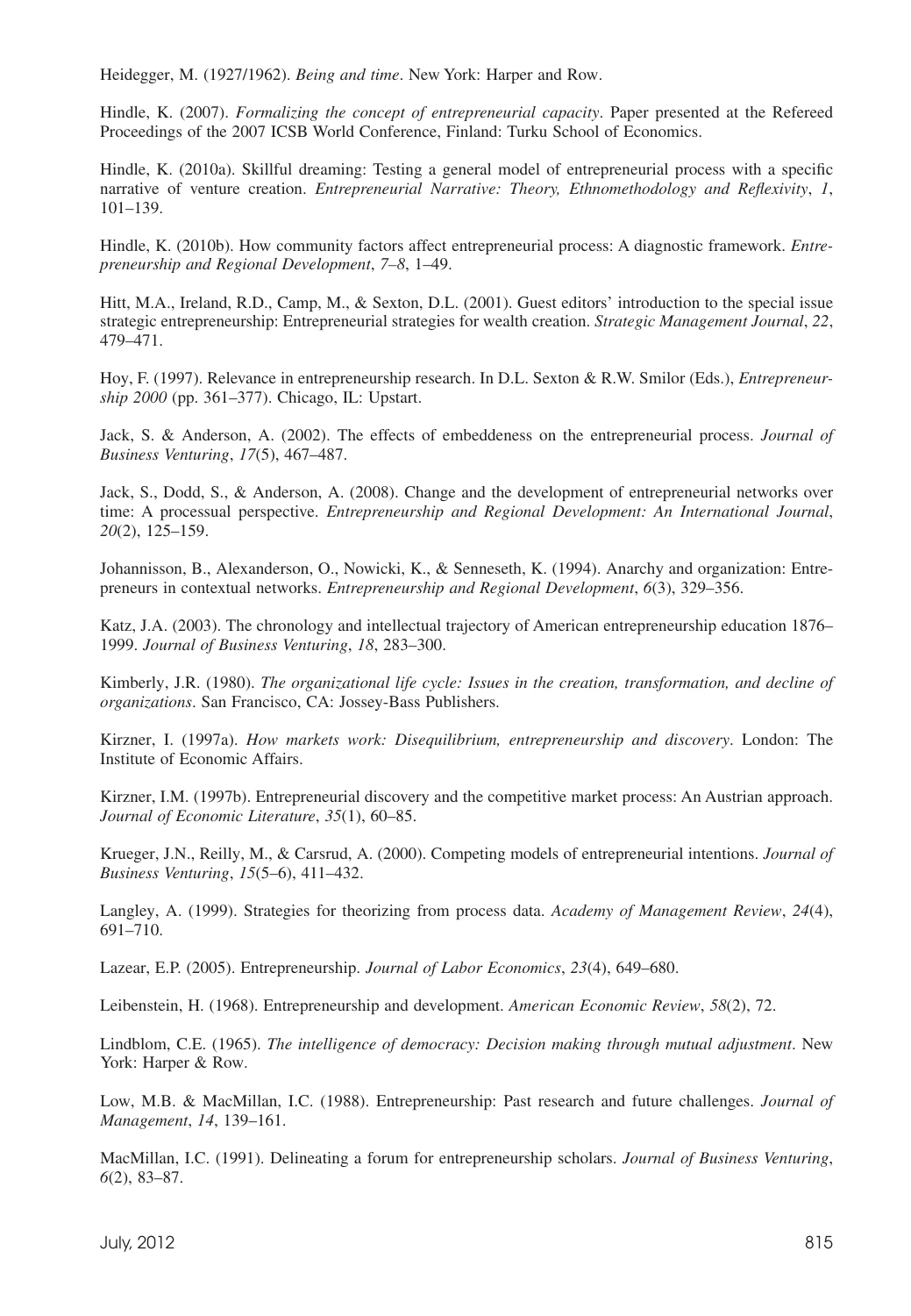Heidegger, M. (1927/1962). *Being and time*. New York: Harper and Row.

Hindle, K. (2007). *Formalizing the concept of entrepreneurial capacity*. Paper presented at the Refereed Proceedings of the 2007 ICSB World Conference, Finland: Turku School of Economics.

Hindle, K. (2010a). Skillful dreaming: Testing a general model of entrepreneurial process with a specific narrative of venture creation. *Entrepreneurial Narrative: Theory, Ethnomethodology and Reflexivity*, *1*, 101–139.

Hindle, K. (2010b). How community factors affect entrepreneurial process: A diagnostic framework. *Entrepreneurship and Regional Development*, *7–8*, 1–49.

Hitt, M.A., Ireland, R.D., Camp, M., & Sexton, D.L. (2001). Guest editors' introduction to the special issue strategic entrepreneurship: Entrepreneurial strategies for wealth creation. *Strategic Management Journal*, *22*, 479–471.

Hoy, F. (1997). Relevance in entrepreneurship research. In D.L. Sexton & R.W. Smilor (Eds.), *Entrepreneurship 2000* (pp. 361–377). Chicago, IL: Upstart.

Jack, S. & Anderson, A. (2002). The effects of embeddeness on the entrepreneurial process. *Journal of Business Venturing*, *17*(5), 467–487.

Jack, S., Dodd, S., & Anderson, A. (2008). Change and the development of entrepreneurial networks over time: A processual perspective. *Entrepreneurship and Regional Development: An International Journal*, *20*(2), 125–159.

Johannisson, B., Alexanderson, O., Nowicki, K., & Senneseth, K. (1994). Anarchy and organization: Entrepreneurs in contextual networks. *Entrepreneurship and Regional Development*, *6*(3), 329–356.

Katz, J.A. (2003). The chronology and intellectual trajectory of American entrepreneurship education 1876–1999. *Journal of Business Venturing*, *18*, 283–300.

Kimberly, J.R. (1980). *The organizational life cycle: Issues in the creation, transformation, and decline of organizations*. San Francisco, CA: Jossey-Bass Publishers.

Kirzner, I. (1997a). *How markets work: Disequilibrium, entrepreneurship and discovery*. London: The Institute of Economic Affairs.

Kirzner, I.M. (1997b). Entrepreneurial discovery and the competitive market process: An Austrian approach. *Journal of Economic Literature*, *35*(1), 60–85.

Krueger, J.N., Reilly, M., & Carsrud, A. (2000). Competing models of entrepreneurial intentions. *Journal of Business Venturing*, *15*(5–6), 411–432.

Langley, A. (1999). Strategies for theorizing from process data. *Academy of Management Review*, *24*(4), 691–710.

Lazear, E.P. (2005). Entrepreneurship. *Journal of Labor Economics*, *23*(4), 649–680.

Leibenstein, H. (1968). Entrepreneurship and development. *American Economic Review*, *58*(2), 72.

Lindblom, C.E. (1965). *The intelligence of democracy: Decision making through mutual adjustment*. New York: Harper & Row.

Low, M.B. & MacMillan, I.C. (1988). Entrepreneurship: Past research and future challenges. *Journal of Management*, *14*, 139–161.

MacMillan, I.C. (1991). Delineating a forum for entrepreneurship scholars. *Journal of Business Venturing*, *6*(2), 83–87.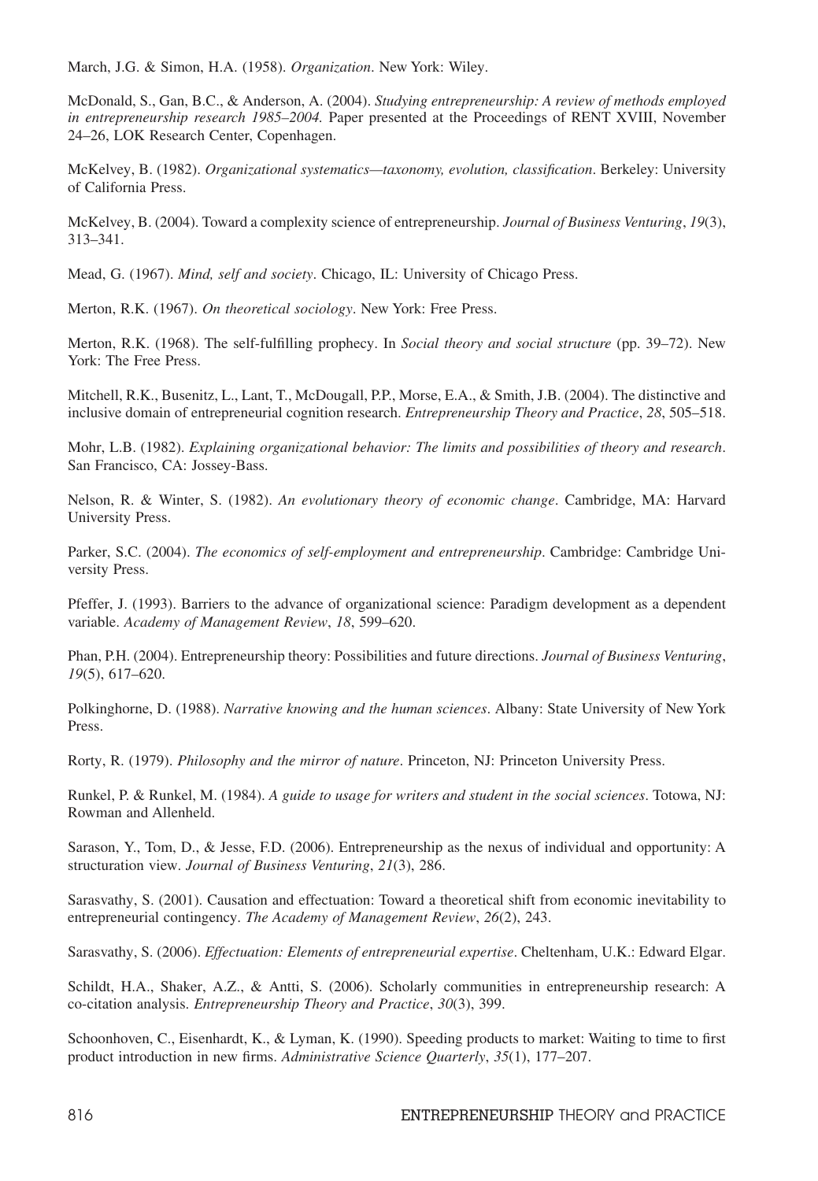March, J.G. & Simon, H.A. (1958). *Organization*. New York: Wiley.

McDonald, S., Gan, B.C., & Anderson, A. (2004). *Studying entrepreneurship: A review of methods employed in entrepreneurship research 1985–2004.* Paper presented at the Proceedings of RENT XVIII, November 24–26, LOK Research Center, Copenhagen.

McKelvey, B. (1982). *Organizational systematics—taxonomy, evolution, classification*. Berkeley: University of California Press.

McKelvey, B. (2004). Toward a complexity science of entrepreneurship. *Journal of Business Venturing*, *19*(3), 313–341.

Mead, G. (1967). *Mind, self and society*. Chicago, IL: University of Chicago Press.

Merton, R.K. (1967). *On theoretical sociology*. New York: Free Press.

Merton, R.K. (1968). The self-fulfilling prophecy. In *Social theory and social structure* (pp. 39–72). New York: The Free Press.

Mitchell, R.K., Busenitz, L., Lant, T., McDougall, P.P., Morse, E.A., & Smith, J.B. (2004). The distinctive and inclusive domain of entrepreneurial cognition research. *Entrepreneurship Theory and Practice*, *28*, 505–518.

Mohr, L.B. (1982). *Explaining organizational behavior: The limits and possibilities of theory and research*. San Francisco, CA: Jossey-Bass.

Nelson, R. & Winter, S. (1982). *An evolutionary theory of economic change*. Cambridge, MA: Harvard University Press.

Parker, S.C. (2004). *The economics of self-employment and entrepreneurship*. Cambridge: Cambridge University Press.

Pfeffer, J. (1993). Barriers to the advance of organizational science: Paradigm development as a dependent variable. *Academy of Management Review*, *18*, 599–620.

Phan, P.H. (2004). Entrepreneurship theory: Possibilities and future directions. *Journal of Business Venturing*, *19*(5), 617–620.

Polkinghorne, D. (1988). *Narrative knowing and the human sciences*. Albany: State University of New York Press.

Rorty, R. (1979). *Philosophy and the mirror of nature*. Princeton, NJ: Princeton University Press.

Runkel, P. & Runkel, M. (1984). *A guide to usage for writers and student in the social sciences*. Totowa, NJ: Rowman and Allenheld.

Sarason, Y., Tom, D., & Jesse, F.D. (2006). Entrepreneurship as the nexus of individual and opportunity: A structuration view. *Journal of Business Venturing*, *21*(3), 286.

Sarasvathy, S. (2001). Causation and effectuation: Toward a theoretical shift from economic inevitability to entrepreneurial contingency. *The Academy of Management Review*, *26*(2), 243.

Sarasvathy, S. (2006). *Effectuation: Elements of entrepreneurial expertise*. Cheltenham, U.K.: Edward Elgar.

Schildt, H.A., Shaker, A.Z., & Antti, S. (2006). Scholarly communities in entrepreneurship research: A co-citation analysis. *Entrepreneurship Theory and Practice*, *30*(3), 399.

Schoonhoven, C., Eisenhardt, K., & Lyman, K. (1990). Speeding products to market: Waiting to time to first product introduction in new firms. *Administrative Science Quarterly*, *35*(1), 177–207.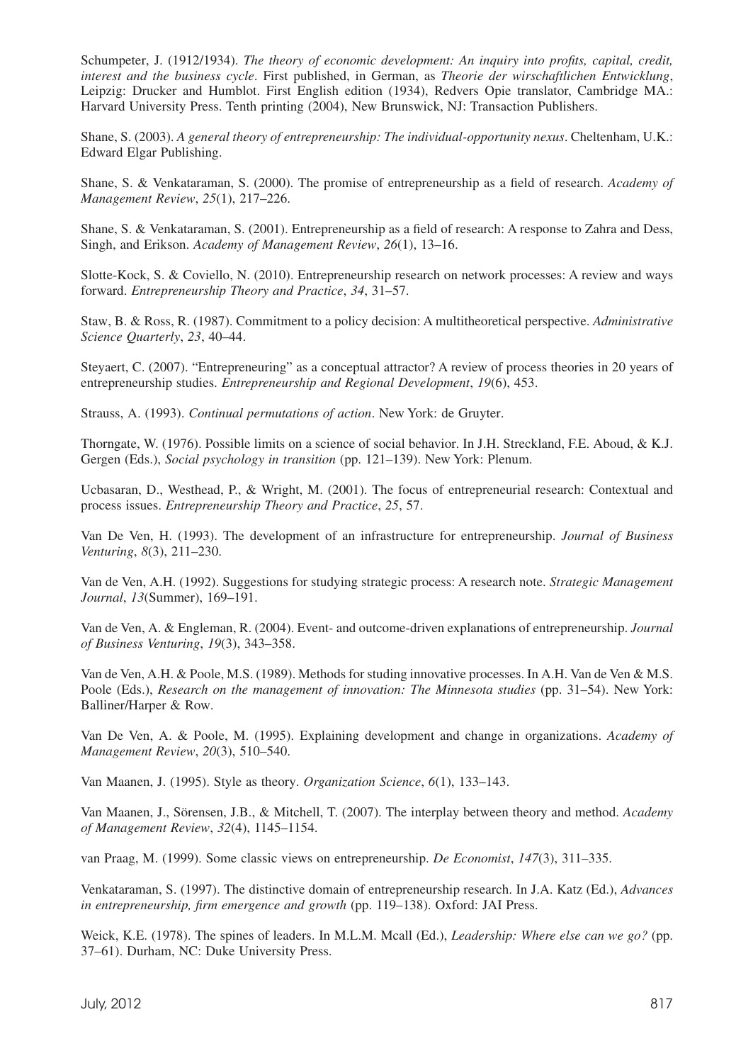Schumpeter, J. (1912/1934). *The theory of economic development: An inquiry into profits, capital, credit, interest and the business cycle*. First published, in German, as *Theorie der wirschaftlichen Entwicklung*, Leipzig: Drucker and Humblot. First English edition (1934), Redvers Opie translator, Cambridge MA.: Harvard University Press. Tenth printing (2004), New Brunswick, NJ: Transaction Publishers.

Shane, S. (2003). *A general theory of entrepreneurship: The individual-opportunity nexus*. Cheltenham, U.K.: Edward Elgar Publishing.

Shane, S. & Venkataraman, S. (2000). The promise of entrepreneurship as a field of research. *Academy of Management Review*, *25*(1), 217–226.

Shane, S. & Venkataraman, S. (2001). Entrepreneurship as a field of research: A response to Zahra and Dess, Singh, and Erikson. *Academy of Management Review*, *26*(1), 13–16.

Slotte-Kock, S. & Coviello, N. (2010). Entrepreneurship research on network processes: A review and ways forward. *Entrepreneurship Theory and Practice*, *34*, 31–57.

Staw, B. & Ross, R. (1987). Commitment to a policy decision: A multitheoretical perspective. *Administrative Science Quarterly*, *23*, 40–44.

Steyaert, C. (2007). "Entrepreneuring" as a conceptual attractor? A review of process theories in 20 years of entrepreneurship studies. *Entrepreneurship and Regional Development*, *19*(6), 453.

Strauss, A. (1993). *Continual permutations of action*. New York: de Gruyter.

Thorngate, W. (1976). Possible limits on a science of social behavior. In J.H. Streckland, F.E. Aboud, & K.J. Gergen (Eds.), *Social psychology in transition* (pp. 121–139). New York: Plenum.

Ucbasaran, D., Westhead, P., & Wright, M. (2001). The focus of entrepreneurial research: Contextual and process issues. *Entrepreneurship Theory and Practice*, *25*, 57.

Van De Ven, H. (1993). The development of an infrastructure for entrepreneurship. *Journal of Business Venturing*, *8*(3), 211–230.

Van de Ven, A.H. (1992). Suggestions for studying strategic process: A research note. *Strategic Management Journal*, *13*(Summer), 169–191.

Van de Ven, A. & Engleman, R. (2004). Event- and outcome-driven explanations of entrepreneurship. *Journal of Business Venturing*, *19*(3), 343–358.

Van de Ven, A.H. & Poole, M.S. (1989). Methods for studing innovative processes. In A.H. Van de Ven & M.S. Poole (Eds.), *Research on the management of innovation: The Minnesota studies* (pp. 31–54). New York: Balliner/Harper & Row.

Van De Ven, A. & Poole, M. (1995). Explaining development and change in organizations. *Academy of Management Review*, *20*(3), 510–540.

Van Maanen, J. (1995). Style as theory. *Organization Science*, *6*(1), 133–143.

Van Maanen, J., Sörensen, J.B., & Mitchell, T. (2007). The interplay between theory and method. *Academy of Management Review*, *32*(4), 1145–1154.

van Praag, M. (1999). Some classic views on entrepreneurship. *De Economist*, *147*(3), 311–335.

Venkataraman, S. (1997). The distinctive domain of entrepreneurship research. In J.A. Katz (Ed.), *Advances in entrepreneurship, firm emergence and growth* (pp. 119–138). Oxford: JAI Press.

Weick, K.E. (1978). The spines of leaders. In M.L.M. Mcall (Ed.), *Leadership: Where else can we go?* (pp. 37–61). Durham, NC: Duke University Press.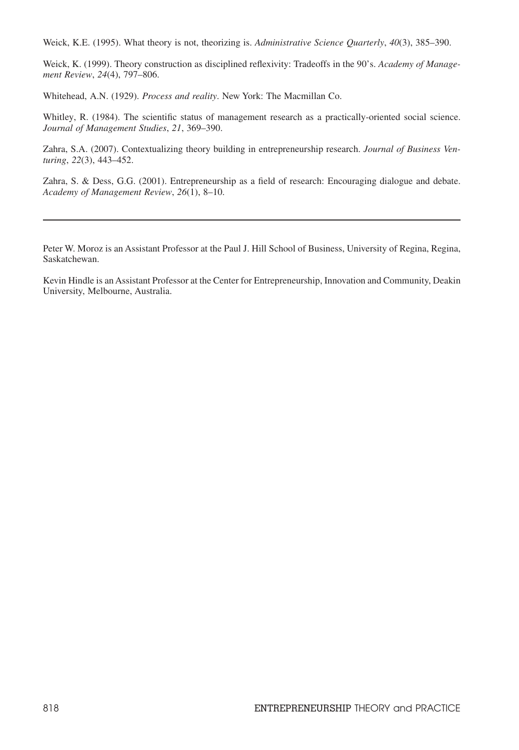Weick, K.E. (1995). What theory is not, theorizing is. *Administrative Science Quarterly*, *40*(3), 385–390.

Weick, K. (1999). Theory construction as disciplined reflexivity: Tradeoffs in the 90's. *Academy of Management Review*, *24*(4), 797–806.

Whitehead, A.N. (1929). *Process and reality*. New York: The Macmillan Co.

Whitley, R. (1984). The scientific status of management research as a practically-oriented social science. *Journal of Management Studies*, *21*, 369–390.

Zahra, S.A. (2007). Contextualizing theory building in entrepreneurship research. *Journal of Business Venturing*, *22*(3), 443–452.

Zahra, S. & Dess, G.G. (2001). Entrepreneurship as a field of research: Encouraging dialogue and debate. *Academy of Management Review*, *26*(1), 8–10.

---

Peter W. Moroz is an Assistant Professor at the Paul J. Hill School of Business, University of Regina, Regina, Saskatchewan.

Kevin Hindle is an Assistant Professor at the Center for Entrepreneurship, Innovation and Community, Deakin University, Melbourne, Australia.